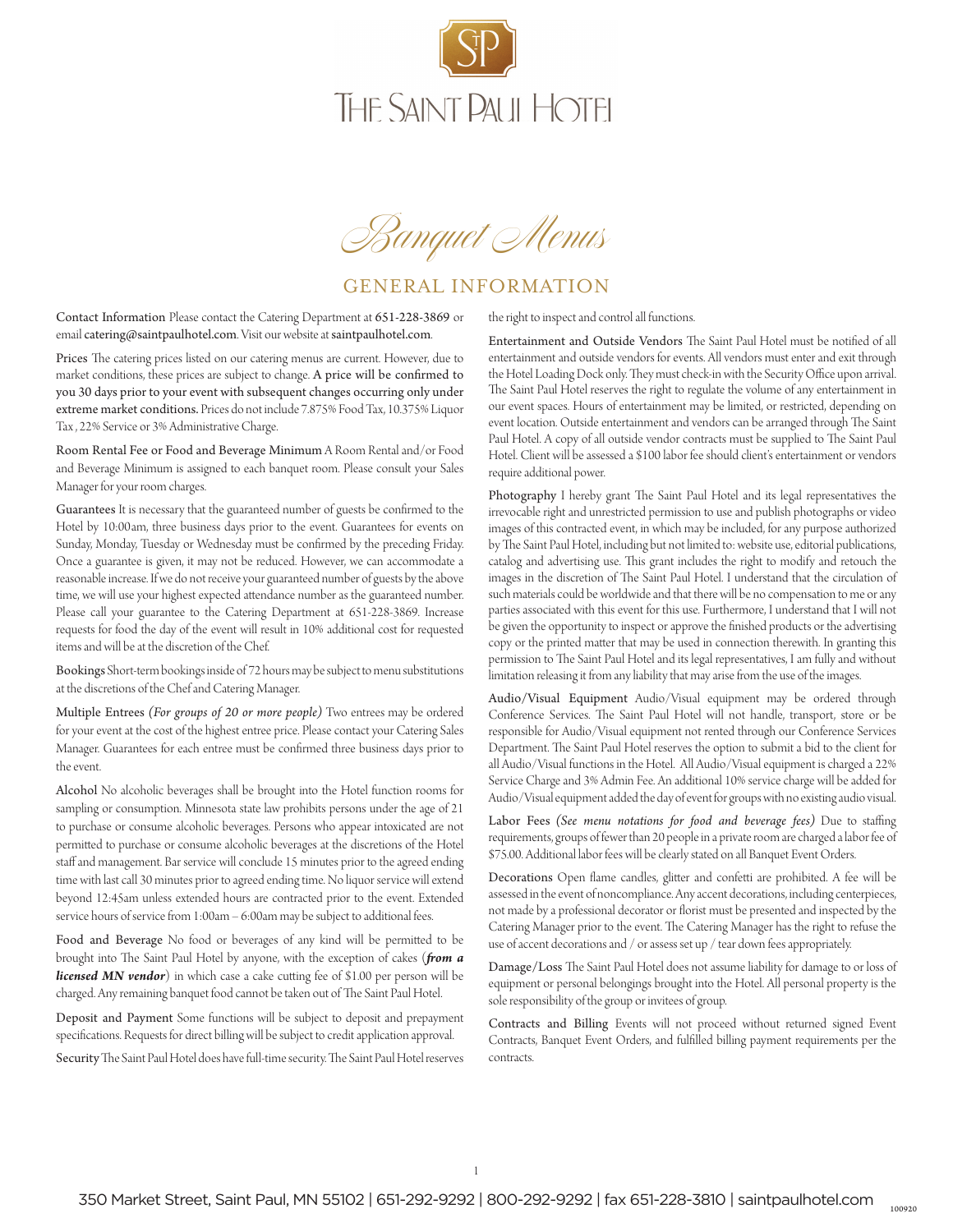# The Saint Paul Hotel

## Banquet Menus

## GENERAL INFORMATION

**Contact Information** Please contact the Catering Department at 651-228-3869 or email catering@saintpaulhotel.com. Visit our website at saintpaulhotel.com.

**Prices** The catering prices listed on our catering menus are current. However, due to market conditions, these prices are subject to change. A price will be confirmed to you 30 days prior to your event with subsequent changes occurring only under extreme market conditions. Prices do not include 7.875% Food Tax, 10.375% Liquor Tax , 22% Service or 3% Administrative Charge.

**Room Rental Fee or Food and Beverage Minimum** A Room Rental and/or Food and Beverage Minimum is assigned to each banquet room. Please consult your Sales Manager for your room charges.

**Guarantees** It is necessary that the guaranteed number of guests be confirmed to the Hotel by 10:00am, three business days prior to the event. Guarantees for events on Sunday, Monday, Tuesday or Wednesday must be confirmed by the preceding Friday. Once a guarantee is given, it may not be reduced. However, we can accommodate a reasonable increase. If we do not receive your guaranteed number of guests by the above time, we will use your highest expected attendance number as the guaranteed number. Please call your guarantee to the Catering Department at 651-228-3869. Increase requests for food the day of the event will result in 10% additional cost for requested items and will be at the discretion of the Chef.

**Bookings** Short-term bookings inside of 72 hours may be subject to menu substitutions at the discretions of the Chef and Catering Manager.

**Multiple Entrees** *(For groups of 20 or more people)* Two entrees may be ordered for your event at the cost of the highest entree price. Please contact your Catering Sales Manager. Guarantees for each entree must be confirmed three business days prior to the event.

**Alcohol** No alcoholic beverages shall be brought into the Hotel function rooms for sampling or consumption. Minnesota state law prohibits persons under the age of 21 to purchase or consume alcoholic beverages. Persons who appear intoxicated are not permitted to purchase or consume alcoholic beverages at the discretions of the Hotel staff and management. Bar service will conclude 15 minutes prior to the agreed ending time with last call 30 minutes prior to agreed ending time. No liquor service will extend beyond 12:45am unless extended hours are contracted prior to the event. Extended service hours of service from 1:00am – 6:00am may be subject to additional fees.

**Food and Beverage** No food or beverages of any kind will be permitted to be brought into The Saint Paul Hotel by anyone, with the exception of cakes (***from a licensed MN vendor***) in which case a cake cutting fee of $1.00 per person will be charged. Any remaining banquet food cannot be taken out of The Saint Paul Hotel.

**Deposit and Payment** Some functions will be subject to deposit and prepayment specifications. Requests for direct billing will be subject to credit application approval.

**Security** The Saint Paul Hotel does have full-time security. The Saint Paul Hotel reserves the right to inspect and control all functions.

**Entertainment and Outside Vendors** The Saint Paul Hotel must be notified of all entertainment and outside vendors for events. All vendors must enter and exit through the Hotel Loading Dock only. They must check-in with the Security Office upon arrival. The Saint Paul Hotel reserves the right to regulate the volume of any entertainment in our event spaces. Hours of entertainment may be limited, or restricted, depending on event location. Outside entertainment and vendors can be arranged through The Saint Paul Hotel. A copy of all outside vendor contracts must be supplied to The Saint Paul Hotel. Client will be assessed a $100 labor fee should client's entertainment or vendors require additional power.

**Photography** I hereby grant The Saint Paul Hotel and its legal representatives the irrevocable right and unrestricted permission to use and publish photographs or video images of this contracted event, in which may be included, for any purpose authorized by The Saint Paul Hotel, including but not limited to: website use, editorial publications, catalog and advertising use. This grant includes the right to modify and retouch the images in the discretion of The Saint Paul Hotel. I understand that the circulation of such materials could be worldwide and that there will be no compensation to me or any parties associated with this event for this use. Furthermore, I understand that I will not be given the opportunity to inspect or approve the finished products or the advertising copy or the printed matter that may be used in connection therewith. In granting this permission to The Saint Paul Hotel and its legal representatives, I am fully and without limitation releasing it from any liability that may arise from the use of the images.

**Audio/Visual Equipment** Audio/Visual equipment may be ordered through Conference Services. The Saint Paul Hotel will not handle, transport, store or be responsible for Audio/Visual equipment not rented through our Conference Services Department. The Saint Paul Hotel reserves the option to submit a bid to the client for all Audio/Visual functions in the Hotel. All Audio/Visual equipment is charged a 22% Service Charge and 3% Admin Fee. An additional 10% service charge will be added for Audio/Visual equipment added the day of event for groups with no existing audio visual.

**Labor Fees** *(See menu notations for food and beverage fees)* Due to staffing requirements, groups of fewer than 20 people in a private room are charged a labor fee of $75.00. Additional labor fees will be clearly stated on all Banquet Event Orders.

**Decorations** Open flame candles, glitter and confetti are prohibited. A fee will be assessed in the event of noncompliance. Any accent decorations, including centerpieces, not made by a professional decorator or florist must be presented and inspected by the Catering Manager prior to the event. The Catering Manager has the right to refuse the use of accent decorations and / or assess set up / tear down fees appropriately.

**Damage/Loss** The Saint Paul Hotel does not assume liability for damage to or loss of equipment or personal belongings brought into the Hotel. All personal property is the sole responsibility of the group or invitees of group.

**Contracts and Billing** Events will not proceed without returned signed Event Contracts, Banquet Event Orders, and fulfilled billing payment requirements per the contracts.

350 Market Street, Saint Paul, MN 55102 | 651-292-9292 | 800-292-9292 | fax 651-228-3810 | saintpaulhotel.com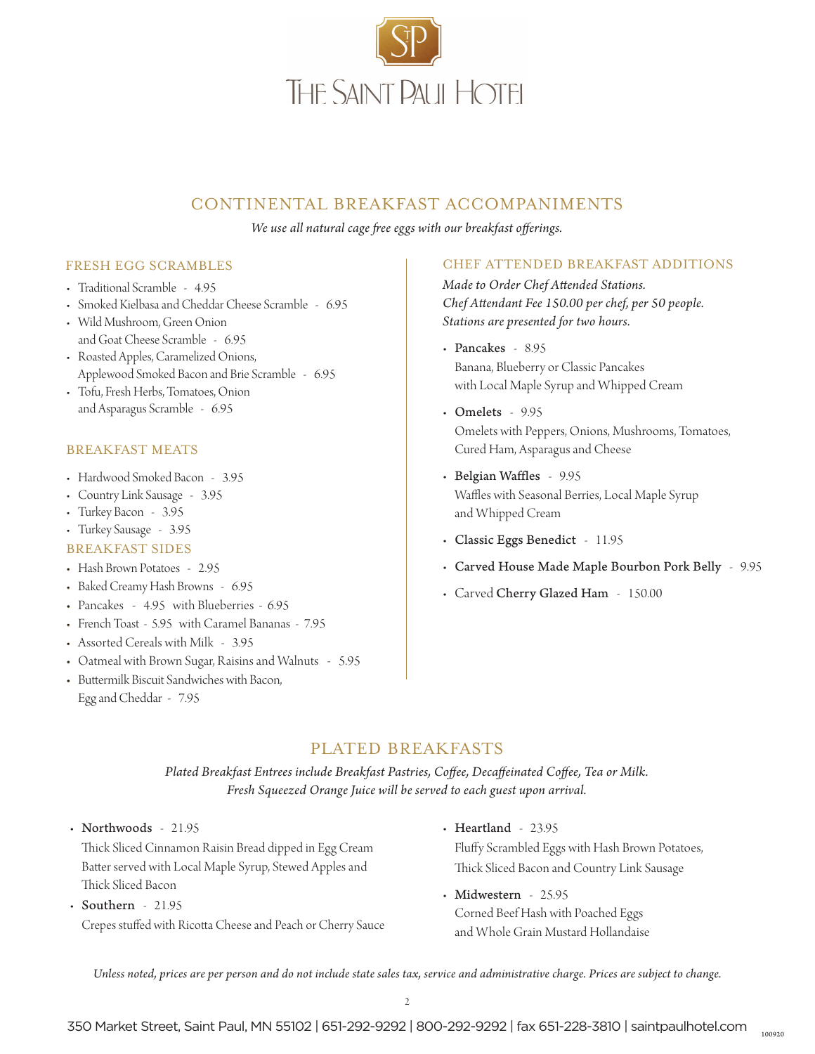# THE SAINT PAUL HOTEL

## CONTINENTAL BREAKFAST ACCOMPANIMENTS

*We use all natural cage free eggs with our breakfast offerings.*

### FRESH EGG SCRAMBLES

- Traditional Scramble - 4.95
- Smoked Kielbasa and Cheddar Cheese Scramble - 6.95
- Wild Mushroom, Green Onion and Goat Cheese Scramble - 6.95
- Roasted Apples, Caramelized Onions, Applewood Smoked Bacon and Brie Scramble - 6.95
- Tofu, Fresh Herbs, Tomatoes, Onion and Asparagus Scramble - 6.95

### BREAKFAST MEATS

- Hardwood Smoked Bacon - 3.95
- Country Link Sausage - 3.95
- Turkey Bacon - 3.95
- Turkey Sausage - 3.95

### BREAKFAST SIDES

- Hash Brown Potatoes - 2.95
- Baked Creamy Hash Browns - 6.95
- Pancakes - 4.95 with Blueberries - 6.95
- French Toast - 5.95 with Caramel Bananas - 7.95
- Assorted Cereals with Milk - 3.95
- Oatmeal with Brown Sugar, Raisins and Walnuts - 5.95
- Buttermilk Biscuit Sandwiches with Bacon, Egg and Cheddar - 7.95

### CHEF ATTENDED BREAKFAST ADDITIONS

*Made to Order Chef Attended Stations.*
*Chef Attendant Fee 150.00 per chef, per 50 people.*
*Stations are presented for two hours.*

- **Pancakes** - 8.95
  Banana, Blueberry or Classic Pancakes with Local Maple Syrup and Whipped Cream
- **Omelets** - 9.95
  Omelets with Peppers, Onions, Mushrooms, Tomatoes, Cured Ham, Asparagus and Cheese
- **Belgian Waffles** - 9.95
  Waffles with Seasonal Berries, Local Maple Syrup and Whipped Cream
- **Classic Eggs Benedict** - 11.95
- **Carved House Made Maple Bourbon Pork Belly** - 9.95
- Carved **Cherry Glazed Ham** - 150.00

## PLATED BREAKFASTS

*Plated Breakfast Entrees include Breakfast Pastries, Coffee, Decaffeinated Coffee, Tea or Milk.*
*Fresh Squeezed Orange Juice will be served to each guest upon arrival.*

- **Northwoods** - 21.95
  Thick Sliced Cinnamon Raisin Bread dipped in Egg Cream Batter served with Local Maple Syrup, Stewed Apples and Thick Sliced Bacon
- **Southern** - 21.95
  Crepes stuffed with Ricotta Cheese and Peach or Cherry Sauce
- **Heartland** - 23.95
  Fluffy Scrambled Eggs with Hash Brown Potatoes, Thick Sliced Bacon and Country Link Sausage
- **Midwestern** - 25.95
  Corned Beef Hash with Poached Eggs and Whole Grain Mustard Hollandaise

*Unless noted, prices are per person and do not include state sales tax, service and administrative charge. Prices are subject to change.*

350 Market Street, Saint Paul, MN 55102 | 651-292-9292 | 800-292-9292 | fax 651-228-3810 | saintpaulhotel.com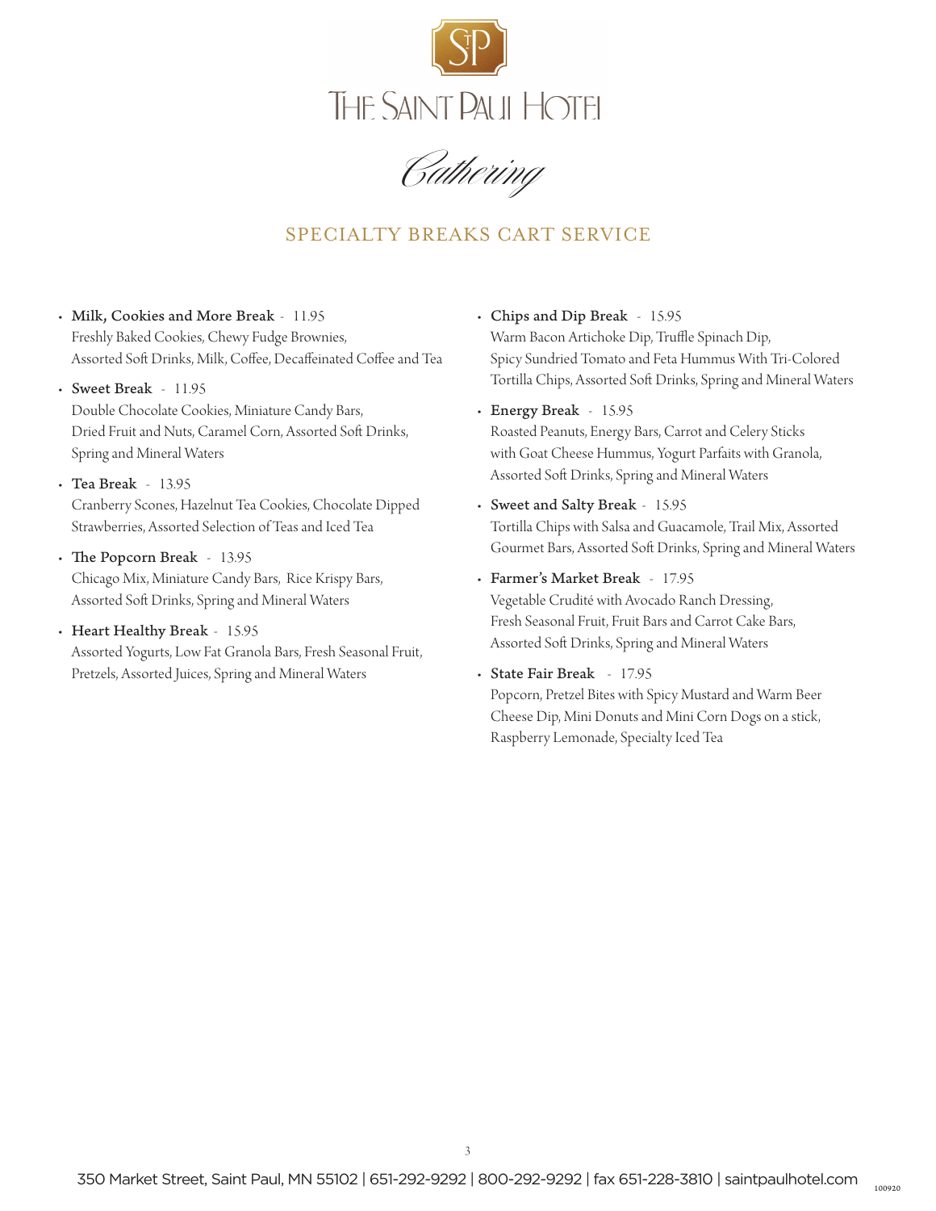# The Saint Paul Hotel

*Catering*

## SPECIALTY BREAKS CART SERVICE

- **Milk, Cookies and More Break** - 11.95
  Freshly Baked Cookies, Chewy Fudge Brownies, Assorted Soft Drinks, Milk, Coffee, Decaffeinated Coffee and Tea
- **Sweet Break** - 11.95
  Double Chocolate Cookies, Miniature Candy Bars, Dried Fruit and Nuts, Caramel Corn, Assorted Soft Drinks, Spring and Mineral Waters
- **Tea Break** - 13.95
  Cranberry Scones, Hazelnut Tea Cookies, Chocolate Dipped Strawberries, Assorted Selection of Teas and Iced Tea
- **The Popcorn Break** - 13.95
  Chicago Mix, Miniature Candy Bars, Rice Krispy Bars, Assorted Soft Drinks, Spring and Mineral Waters
- **Heart Healthy Break** - 15.95
  Assorted Yogurts, Low Fat Granola Bars, Fresh Seasonal Fruit, Pretzels, Assorted Juices, Spring and Mineral Waters
- **Chips and Dip Break** - 15.95
  Warm Bacon Artichoke Dip, Truffle Spinach Dip, Spicy Sundried Tomato and Feta Hummus With Tri-Colored Tortilla Chips, Assorted Soft Drinks, Spring and Mineral Waters
- **Energy Break** - 15.95
  Roasted Peanuts, Energy Bars, Carrot and Celery Sticks with Goat Cheese Hummus, Yogurt Parfaits with Granola, Assorted Soft Drinks, Spring and Mineral Waters
- **Sweet and Salty Break** - 15.95
  Tortilla Chips with Salsa and Guacamole, Trail Mix, Assorted Gourmet Bars, Assorted Soft Drinks, Spring and Mineral Waters
- **Farmer's Market Break** - 17.95
  Vegetable Crudité with Avocado Ranch Dressing, Fresh Seasonal Fruit, Fruit Bars and Carrot Cake Bars, Assorted Soft Drinks, Spring and Mineral Waters
- **State Fair Break** - 17.95
  Popcorn, Pretzel Bites with Spicy Mustard and Warm Beer Cheese Dip, Mini Donuts and Mini Corn Dogs on a stick, Raspberry Lemonade, Specialty Iced Tea

350 Market Street, Saint Paul, MN 55102 | 651-292-9292 | 800-292-9292 | fax 651-228-3810 | saintpaulhotel.com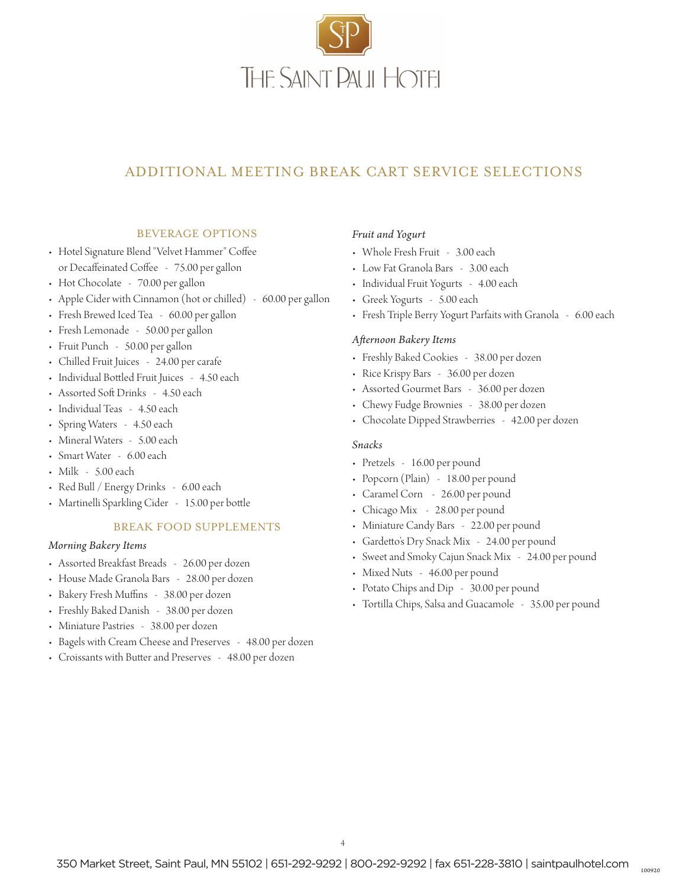# THE SAINT PAUL HOTEL

## ADDITIONAL MEETING BREAK CART SERVICE SELECTIONS

### BEVERAGE OPTIONS

- Hotel Signature Blend "Velvet Hammer" Coffee or Decaffeinated Coffee - 75.00 per gallon
- Hot Chocolate - 70.00 per gallon
- Apple Cider with Cinnamon (hot or chilled) - 60.00 per gallon
- Fresh Brewed Iced Tea - 60.00 per gallon
- Fresh Lemonade - 50.00 per gallon
- Fruit Punch - 50.00 per gallon
- Chilled Fruit Juices - 24.00 per carafe
- Individual Bottled Fruit Juices - 4.50 each
- Assorted Soft Drinks - 4.50 each
- Individual Teas - 4.50 each
- Spring Waters - 4.50 each
- Mineral Waters - 5.00 each
- Smart Water - 6.00 each
- Milk - 5.00 each
- Red Bull / Energy Drinks - 6.00 each
- Martinelli Sparkling Cider - 15.00 per bottle

### BREAK FOOD SUPPLEMENTS

*Morning Bakery Items*

- Assorted Breakfast Breads - 26.00 per dozen
- House Made Granola Bars - 28.00 per dozen
- Bakery Fresh Muffins - 38.00 per dozen
- Freshly Baked Danish - 38.00 per dozen
- Miniature Pastries - 38.00 per dozen
- Bagels with Cream Cheese and Preserves - 48.00 per dozen
- Croissants with Butter and Preserves - 48.00 per dozen

*Fruit and Yogurt*

- Whole Fresh Fruit - 3.00 each
- Low Fat Granola Bars - 3.00 each
- Individual Fruit Yogurts - 4.00 each
- Greek Yogurts - 5.00 each
- Fresh Triple Berry Yogurt Parfaits with Granola - 6.00 each

*Afternoon Bakery Items*

- Freshly Baked Cookies - 38.00 per dozen
- Rice Krispy Bars - 36.00 per dozen
- Assorted Gourmet Bars - 36.00 per dozen
- Chewy Fudge Brownies - 38.00 per dozen
- Chocolate Dipped Strawberries - 42.00 per dozen

*Snacks*

- Pretzels - 16.00 per pound
- Popcorn (Plain) - 18.00 per pound
- Caramel Corn - 26.00 per pound
- Chicago Mix - 28.00 per pound
- Miniature Candy Bars - 22.00 per pound
- Gardetto's Dry Snack Mix - 24.00 per pound
- Sweet and Smoky Cajun Snack Mix - 24.00 per pound
- Mixed Nuts - 46.00 per pound
- Potato Chips and Dip - 30.00 per pound
- Tortilla Chips, Salsa and Guacamole - 35.00 per pound

350 Market Street, Saint Paul, MN 55102 | 651-292-9292 | 800-292-9292 | fax 651-228-3810 | saintpaulhotel.com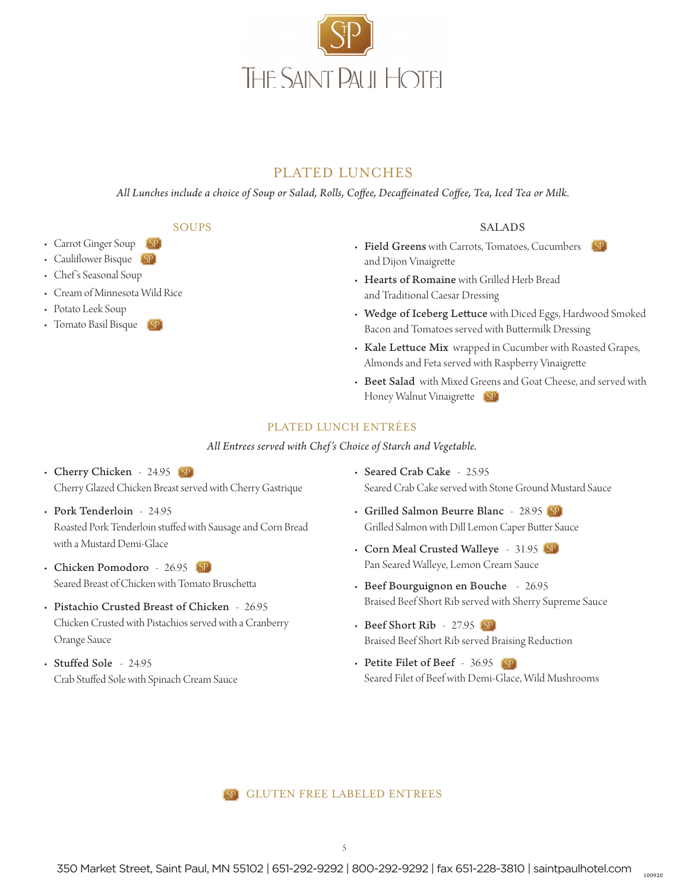# THE SAINT PAUL HOTEL

## PLATED LUNCHES

*All Lunches include a choice of Soup or Salad, Rolls, Coffee, Decaffeinated Coffee, Tea, Iced Tea or Milk.*

### SOUPS

- Carrot Ginger Soup (SP)
- Cauliflower Bisque (SP)
- Chef's Seasonal Soup
- Cream of Minnesota Wild Rice
- Potato Leek Soup
- Tomato Basil Bisque (SP)

### SALADS

- **Field Greens** with Carrots, Tomatoes, Cucumbers and Dijon Vinaigrette (SP)
- **Hearts of Romaine** with Grilled Herb Bread and Traditional Caesar Dressing
- **Wedge of Iceberg Lettuce** with Diced Eggs, Hardwood Smoked Bacon and Tomatoes served with Buttermilk Dressing
- **Kale Lettuce Mix** wrapped in Cucumber with Roasted Grapes, Almonds and Feta served with Raspberry Vinaigrette
- **Beet Salad** with Mixed Greens and Goat Cheese, and served with Honey Walnut Vinaigrette (SP)

## PLATED LUNCH ENTRÉES

*All Entrees served with Chef's Choice of Starch and Vegetable.*

- **Cherry Chicken** - 24.95 (SP)
  Cherry Glazed Chicken Breast served with Cherry Gastrique
- **Pork Tenderloin** - 24.95
  Roasted Pork Tenderloin stuffed with Sausage and Corn Bread with a Mustard Demi-Glace
- **Chicken Pomodoro** - 26.95 (SP)
  Seared Breast of Chicken with Tomato Bruschetta
- **Pistachio Crusted Breast of Chicken** - 26.95
  Chicken Crusted with Pistachios served with a Cranberry Orange Sauce
- **Stuffed Sole** - 24.95
  Crab Stuffed Sole with Spinach Cream Sauce
- **Seared Crab Cake** - 25.95
  Seared Crab Cake served with Stone Ground Mustard Sauce
- **Grilled Salmon Beurre Blanc** - 28.95 (SP)
  Grilled Salmon with Dill Lemon Caper Butter Sauce
- **Corn Meal Crusted Walleye** - 31.95 (SP)
  Pan Seared Walleye, Lemon Cream Sauce
- **Beef Bourguignon en Bouche** - 26.95
  Braised Beef Short Rib served with Sherry Supreme Sauce
- **Beef Short Rib** - 27.95 (SP)
  Braised Beef Short Rib served Braising Reduction
- **Petite Filet of Beef** - 36.95 (SP)
  Seared Filet of Beef with Demi-Glace, Wild Mushrooms

(SP) GLUTEN FREE LABELED ENTREES

350 Market Street, Saint Paul, MN 55102 | 651-292-9292 | 800-292-9292 | fax 651-228-3810 | saintpaulhotel.com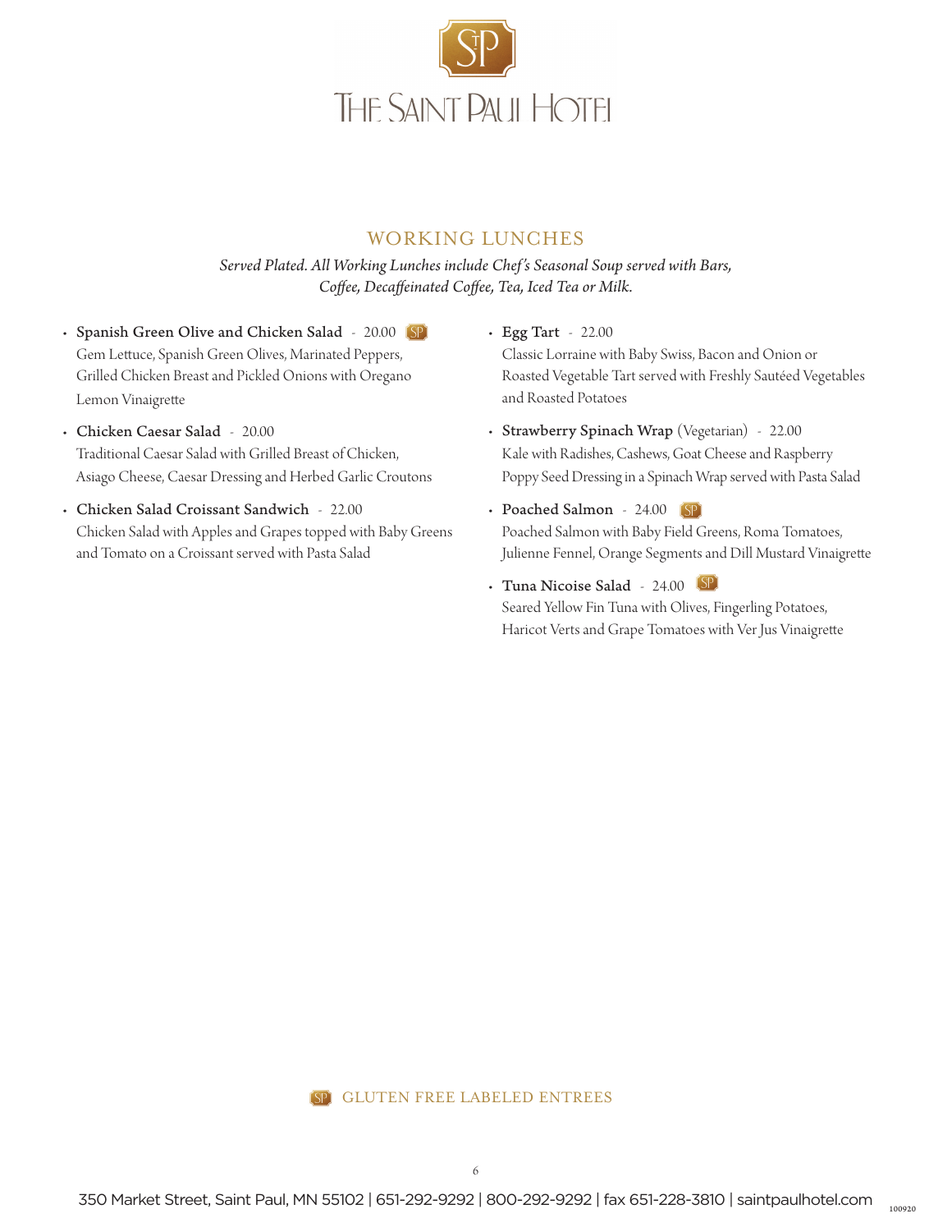# THE SAINT PAUL HOTEL

## WORKING LUNCHES

*Served Plated. All Working Lunches include Chef's Seasonal Soup served with Bars, Coffee, Decaffeinated Coffee, Tea, Iced Tea or Milk.*

- **Spanish Green Olive and Chicken Salad** - 20.00 (SP)
  Gem Lettuce, Spanish Green Olives, Marinated Peppers, Grilled Chicken Breast and Pickled Onions with Oregano Lemon Vinaigrette
- **Chicken Caesar Salad** - 20.00
  Traditional Caesar Salad with Grilled Breast of Chicken, Asiago Cheese, Caesar Dressing and Herbed Garlic Croutons
- **Chicken Salad Croissant Sandwich** - 22.00
  Chicken Salad with Apples and Grapes topped with Baby Greens and Tomato on a Croissant served with Pasta Salad
- **Egg Tart** - 22.00
  Classic Lorraine with Baby Swiss, Bacon and Onion or Roasted Vegetable Tart served with Freshly Sautéed Vegetables and Roasted Potatoes
- **Strawberry Spinach Wrap** (Vegetarian) - 22.00
  Kale with Radishes, Cashews, Goat Cheese and Raspberry Poppy Seed Dressing in a Spinach Wrap served with Pasta Salad
- **Poached Salmon** - 24.00 (SP)
  Poached Salmon with Baby Field Greens, Roma Tomatoes, Julienne Fennel, Orange Segments and Dill Mustard Vinaigrette
- **Tuna Nicoise Salad** - 24.00 (SP)
  Seared Yellow Fin Tuna with Olives, Fingerling Potatoes, Haricot Verts and Grape Tomatoes with Ver Jus Vinaigrette

(SP) GLUTEN FREE LABELED ENTREES

350 Market Street, Saint Paul, MN 55102 | 651-292-9292 | 800-292-9292 | fax 651-228-3810 | saintpaulhotel.com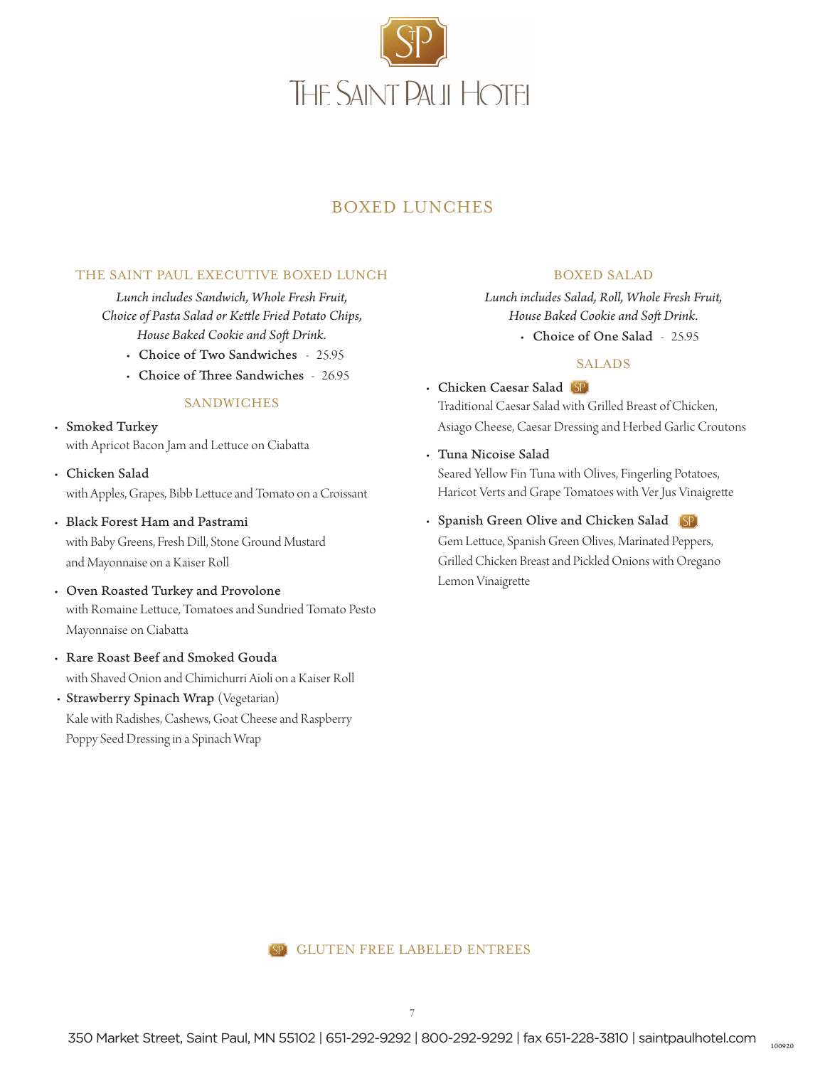# THE SAINT PAUL HOTEL

## BOXED LUNCHES

### THE SAINT PAUL EXECUTIVE BOXED LUNCH

*Lunch includes Sandwich, Whole Fresh Fruit, Choice of Pasta Salad or Kettle Fried Potato Chips, House Baked Cookie and Soft Drink.*

- **Choice of Two Sandwiches** - 25.95
- **Choice of Three Sandwiches** - 26.95

### SANDWICHES

- **Smoked Turkey**
  with Apricot Bacon Jam and Lettuce on Ciabatta
- **Chicken Salad**
  with Apples, Grapes, Bibb Lettuce and Tomato on a Croissant
- **Black Forest Ham and Pastrami**
  with Baby Greens, Fresh Dill, Stone Ground Mustard and Mayonnaise on a Kaiser Roll
- **Oven Roasted Turkey and Provolone**
  with Romaine Lettuce, Tomatoes and Sundried Tomato Pesto Mayonnaise on Ciabatta
- **Rare Roast Beef and Smoked Gouda**
  with Shaved Onion and Chimichurri Aioli on a Kaiser Roll
- **Strawberry Spinach Wrap** (Vegetarian)
  Kale with Radishes, Cashews, Goat Cheese and Raspberry Poppy Seed Dressing in a Spinach Wrap

### BOXED SALAD

*Lunch includes Salad, Roll, Whole Fresh Fruit, House Baked Cookie and Soft Drink.*

- **Choice of One Salad** - 25.95

### SALADS

- **Chicken Caesar Salad** SP
  Traditional Caesar Salad with Grilled Breast of Chicken, Asiago Cheese, Caesar Dressing and Herbed Garlic Croutons
- **Tuna Nicoise Salad**
  Seared Yellow Fin Tuna with Olives, Fingerling Potatoes, Haricot Verts and Grape Tomatoes with Ver Jus Vinaigrette
- **Spanish Green Olive and Chicken Salad** SP
  Gem Lettuce, Spanish Green Olives, Marinated Peppers, Grilled Chicken Breast and Pickled Onions with Oregano Lemon Vinaigrette

SP GLUTEN FREE LABELED ENTREES

350 Market Street, Saint Paul, MN 55102 | 651-292-9292 | 800-292-9292 | fax 651-228-3810 | saintpaulhotel.com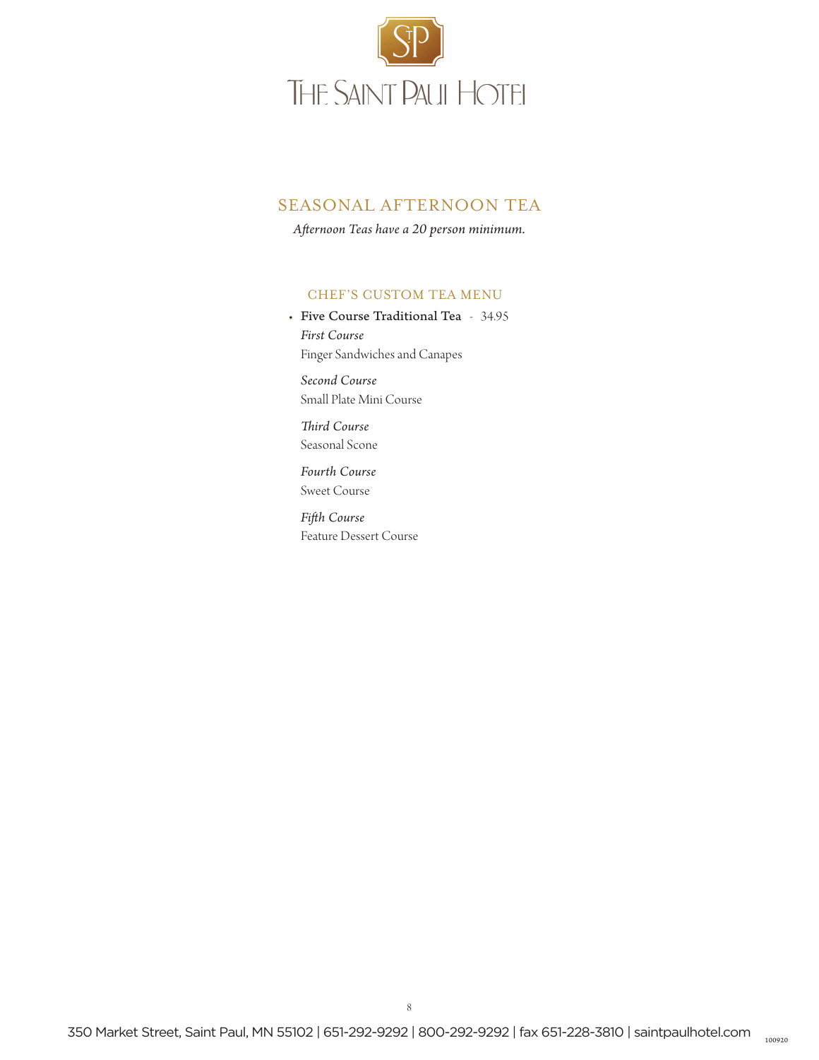# THE SAINT PAUL HOTEL

## SEASONAL AFTERNOON TEA

*Afternoon Teas have a 20 person minimum.*

### CHEF'S CUSTOM TEA MENU

- **Five Course Traditional Tea** - 34.95

  *First Course*
  Finger Sandwiches and Canapes

  *Second Course*
  Small Plate Mini Course

  *Third Course*
  Seasonal Scone

  *Fourth Course*
  Sweet Course

  *Fifth Course*
  Feature Dessert Course

350 Market Street, Saint Paul, MN 55102 | 651-292-9292 | 800-292-9292 | fax 651-228-3810 | saintpaulhotel.com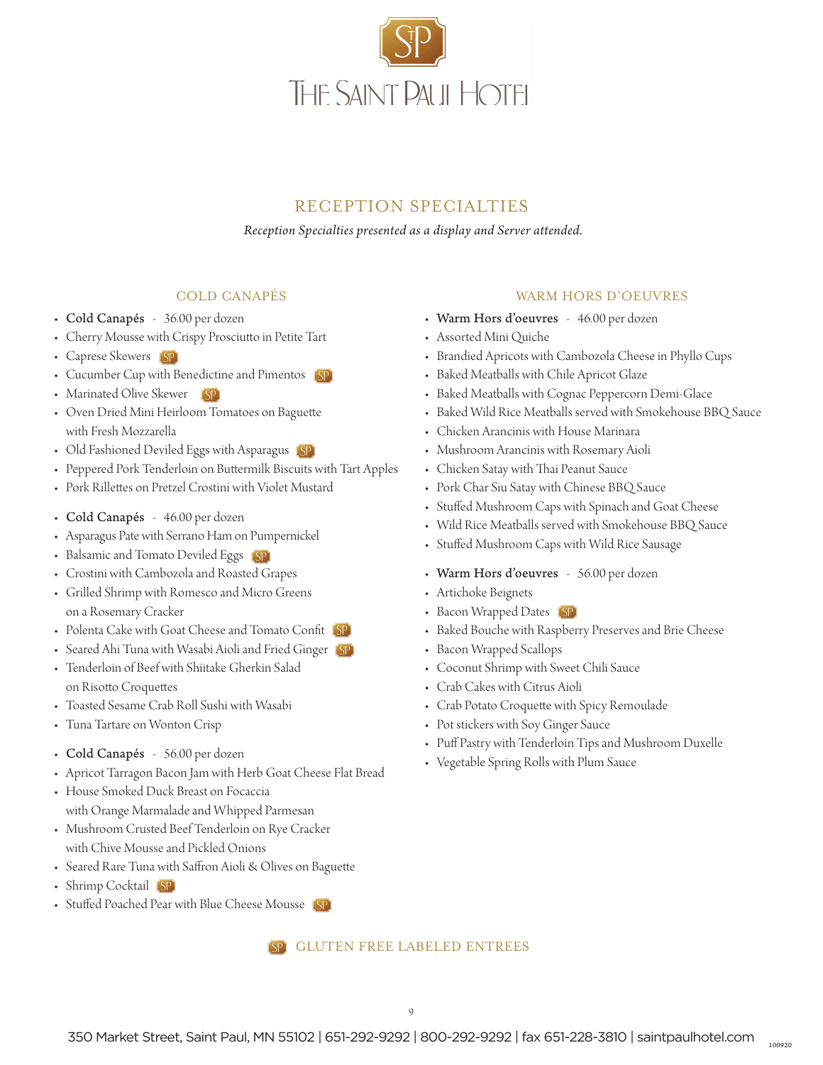# THE SAINT PAUL HOTEL

## RECEPTION SPECIALTIES

*Reception Specialties presented as a display and Server attended.*

### COLD CANAPÉS

- **Cold Canapés** - 36.00 per dozen
- Cherry Mousse with Crispy Prosciutto in Petite Tart
- Caprese Skewers SP
- Cucumber Cup with Benedictine and Pimentos SP
- Marinated Olive Skewer SP
- Oven Dried Mini Heirloom Tomatoes on Baguette with Fresh Mozzarella
- Old Fashioned Deviled Eggs with Asparagus SP
- Peppered Pork Tenderloin on Buttermilk Biscuits with Tart Apples
- Pork Rillettes on Pretzel Crostini with Violet Mustard

- **Cold Canapés** - 46.00 per dozen
- Asparagus Pate with Serrano Ham on Pumpernickel
- Balsamic and Tomato Deviled Eggs SP
- Crostini with Cambozola and Roasted Grapes
- Grilled Shrimp with Romesco and Micro Greens on a Rosemary Cracker
- Polenta Cake with Goat Cheese and Tomato Confit SP
- Seared Ahi Tuna with Wasabi Aioli and Fried Ginger SP
- Tenderloin of Beef with Shiitake Gherkin Salad on Risotto Croquettes
- Toasted Sesame Crab Roll Sushi with Wasabi
- Tuna Tartare on Wonton Crisp

- **Cold Canapés** - 56.00 per dozen
- Apricot Tarragon Bacon Jam with Herb Goat Cheese Flat Bread
- House Smoked Duck Breast on Focaccia with Orange Marmalade and Whipped Parmesan
- Mushroom Crusted Beef Tenderloin on Rye Cracker with Chive Mousse and Pickled Onions
- Seared Rare Tuna with Saffron Aioli & Olives on Baguette
- Shrimp Cocktail SP
- Stuffed Poached Pear with Blue Cheese Mousse SP

### WARM HORS D'OEUVRES

- **Warm Hors d'oeuvres** - 46.00 per dozen
- Assorted Mini Quiche
- Brandied Apricots with Cambozola Cheese in Phyllo Cups
- Baked Meatballs with Chile Apricot Glaze
- Baked Meatballs with Cognac Peppercorn Demi-Glace
- Baked Wild Rice Meatballs served with Smokehouse BBQ Sauce
- Chicken Arancinis with House Marinara
- Mushroom Arancinis with Rosemary Aioli
- Chicken Satay with Thai Peanut Sauce
- Pork Char Siu Satay with Chinese BBQ Sauce
- Stuffed Mushroom Caps with Spinach and Goat Cheese
- Wild Rice Meatballs served with Smokehouse BBQ Sauce
- Stuffed Mushroom Caps with Wild Rice Sausage

- **Warm Hors d'oeuvres** - 56.00 per dozen
- Artichoke Beignets
- Bacon Wrapped Dates SP
- Baked Bouche with Raspberry Preserves and Brie Cheese
- Bacon Wrapped Scallops
- Coconut Shrimp with Sweet Chili Sauce
- Crab Cakes with Citrus Aioli
- Crab Potato Croquette with Spicy Remoulade
- Pot stickers with Soy Ginger Sauce
- Puff Pastry with Tenderloin Tips and Mushroom Duxelle
- Vegetable Spring Rolls with Plum Sauce

SP GLUTEN FREE LABELED ENTREES

350 Market Street, Saint Paul, MN 55102 | 651-292-9292 | 800-292-9292 | fax 651-228-3810 | saintpaulhotel.com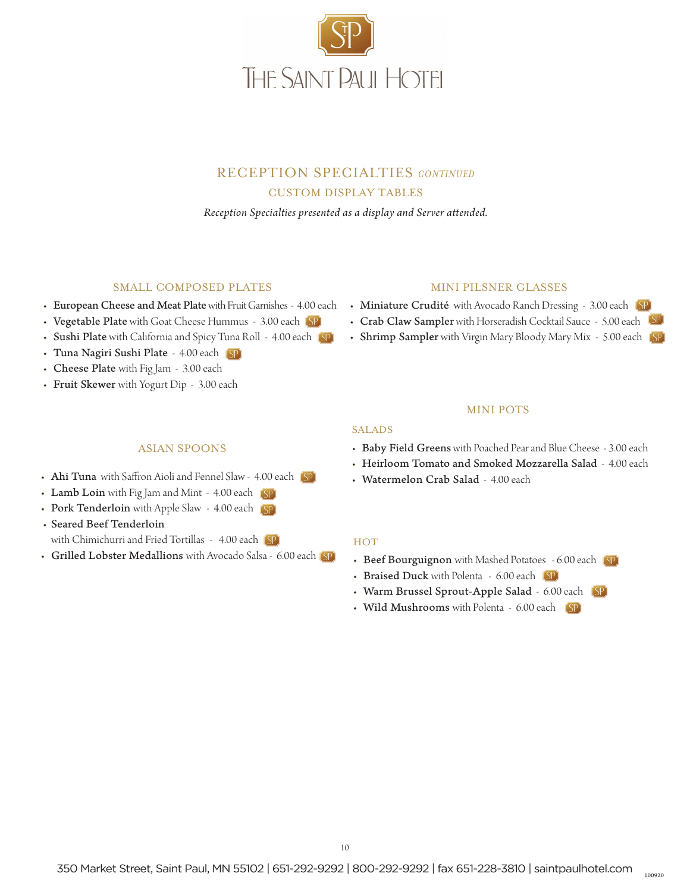# THE SAINT PAUL HOTEL

## RECEPTION SPECIALTIES *CONTINUED*

### CUSTOM DISPLAY TABLES

*Reception Specialties presented as a display and Server attended.*

### SMALL COMPOSED PLATES

- **European Cheese and Meat Plate** with Fruit Garnishes - 4.00 each
- **Vegetable Plate** with Goat Cheese Hummus - 3.00 each SP
- **Sushi Plate** with California and Spicy Tuna Roll - 4.00 each SP
- **Tuna Nagiri Sushi Plate** - 4.00 each SP
- **Cheese Plate** with Fig Jam - 3.00 each
- **Fruit Skewer** with Yogurt Dip - 3.00 each

### ASIAN SPOONS

- **Ahi Tuna** with Saffron Aioli and Fennel Slaw - 4.00 each SP
- **Lamb Loin** with Fig Jam and Mint - 4.00 each SP
- **Pork Tenderloin** with Apple Slaw - 4.00 each SP
- **Seared Beef Tenderloin** with Chimichurri and Fried Tortillas - 4.00 each SP
- **Grilled Lobster Medallions** with Avocado Salsa - 6.00 each SP

### MINI PILSNER GLASSES

- **Miniature Crudité** with Avocado Ranch Dressing - 3.00 each SP
- **Crab Claw Sampler** with Horseradish Cocktail Sauce - 5.00 each SP
- **Shrimp Sampler** with Virgin Mary Bloody Mary Mix - 5.00 each SP

### MINI POTS

#### SALADS

- **Baby Field Greens** with Poached Pear and Blue Cheese - 3.00 each
- **Heirloom Tomato and Smoked Mozzarella Salad** - 4.00 each
- **Watermelon Crab Salad** - 4.00 each

#### HOT

- **Beef Bourguignon** with Mashed Potatoes - 6.00 each SP
- **Braised Duck** with Polenta - 6.00 each SP
- **Warm Brussel Sprout-Apple Salad** - 6.00 each SP
- **Wild Mushrooms** with Polenta - 6.00 each SP

350 Market Street, Saint Paul, MN 55102 | 651-292-9292 | 800-292-9292 | fax 651-228-3810 | saintpaulhotel.com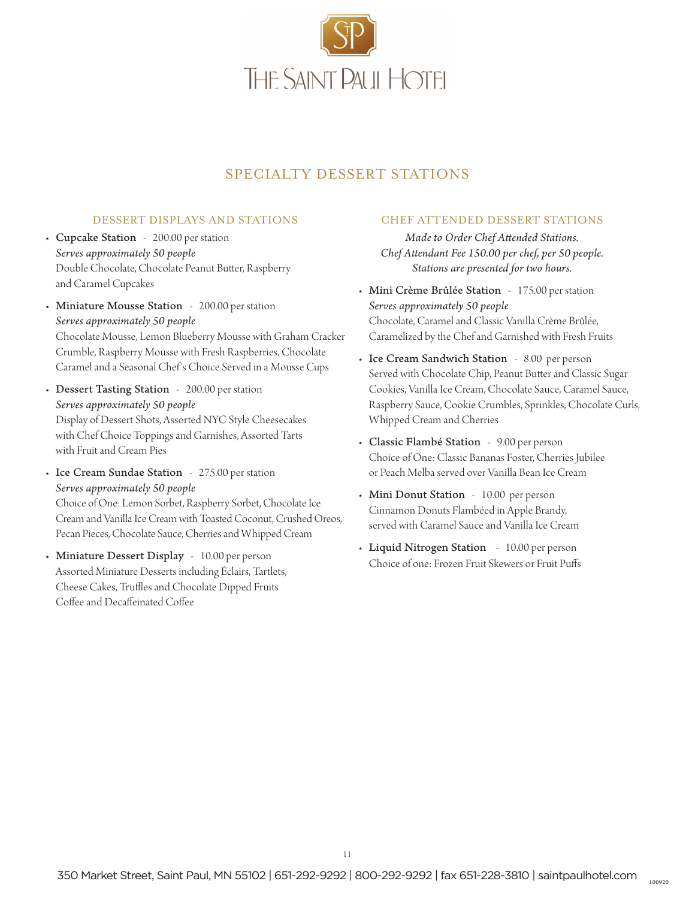# THE SAINT PAUL HOTEL

## SPECIALTY DESSERT STATIONS

### DESSERT DISPLAYS AND STATIONS

- **Cupcake Station** - 200.00 per station
  *Serves approximately 50 people*
  Double Chocolate, Chocolate Peanut Butter, Raspberry and Caramel Cupcakes
- **Miniature Mousse Station** - 200.00 per station
  *Serves approximately 50 people*
  Chocolate Mousse, Lemon Blueberry Mousse with Graham Cracker Crumble, Raspberry Mousse with Fresh Raspberries, Chocolate Caramel and a Seasonal Chef's Choice Served in a Mousse Cups
- **Dessert Tasting Station** - 200.00 per station
  *Serves approximately 50 people*
  Display of Dessert Shots, Assorted NYC Style Cheesecakes with Chef Choice Toppings and Garnishes, Assorted Tarts with Fruit and Cream Pies
- **Ice Cream Sundae Station** - 275.00 per station
  *Serves approximately 50 people*
  Choice of One: Lemon Sorbet, Raspberry Sorbet, Chocolate Ice Cream and Vanilla Ice Cream with Toasted Coconut, Crushed Oreos, Pecan Pieces, Chocolate Sauce, Cherries and Whipped Cream
- **Miniature Dessert Display** - 10.00 per person
  Assorted Miniature Desserts including Éclairs, Tartlets, Cheese Cakes, Truffles and Chocolate Dipped Fruits
  Coffee and Decaffeinated Coffee

### CHEF ATTENDED DESSERT STATIONS

*Made to Order Chef Attended Stations.*
*Chef Attendant Fee 150.00 per chef, per 50 people.*
*Stations are presented for two hours.*

- **Mini Crème Brûlée Station** - 175.00 per station
  *Serves approximately 50 people*
  Chocolate, Caramel and Classic Vanilla Crème Brûlée, Caramelized by the Chef and Garnished with Fresh Fruits
- **Ice Cream Sandwich Station** - 8.00 per person
  Served with Chocolate Chip, Peanut Butter and Classic Sugar Cookies, Vanilla Ice Cream, Chocolate Sauce, Caramel Sauce, Raspberry Sauce, Cookie Crumbles, Sprinkles, Chocolate Curls, Whipped Cream and Cherries
- **Classic Flambé Station** - 9.00 per person
  Choice of One: Classic Bananas Foster, Cherries Jubilee or Peach Melba served over Vanilla Bean Ice Cream
- **Mini Donut Station** - 10.00 per person
  Cinnamon Donuts Flambéed in Apple Brandy, served with Caramel Sauce and Vanilla Ice Cream
- **Liquid Nitrogen Station** - 10.00 per person
  Choice of one: Frozen Fruit Skewers or Fruit Puffs

350 Market Street, Saint Paul, MN 55102 | 651-292-9292 | 800-292-9292 | fax 651-228-3810 | saintpaulhotel.com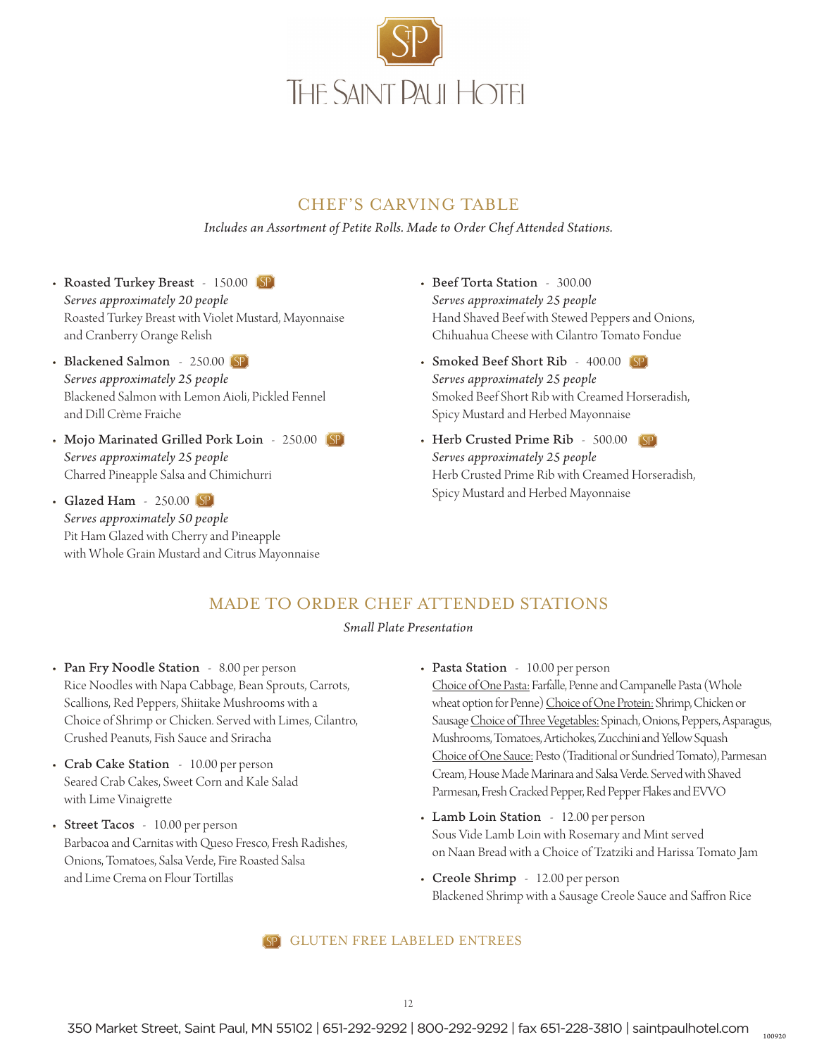# THE SAINT PAUL HOTEL

## CHEF'S CARVING TABLE

*Includes an Assortment of Petite Rolls. Made to Order Chef Attended Stations.*

- **Roasted Turkey Breast** - 150.00 SP
  *Serves approximately 20 people*
  Roasted Turkey Breast with Violet Mustard, Mayonnaise and Cranberry Orange Relish
- **Blackened Salmon** - 250.00 SP
  *Serves approximately 25 people*
  Blackened Salmon with Lemon Aioli, Pickled Fennel and Dill Crème Fraiche
- **Mojo Marinated Grilled Pork Loin** - 250.00 SP
  *Serves approximately 25 people*
  Charred Pineapple Salsa and Chimichurri
- **Glazed Ham** - 250.00 SP
  *Serves approximately 50 people*
  Pit Ham Glazed with Cherry and Pineapple with Whole Grain Mustard and Citrus Mayonnaise
- **Beef Torta Station** - 300.00
  *Serves approximately 25 people*
  Hand Shaved Beef with Stewed Peppers and Onions, Chihuahua Cheese with Cilantro Tomato Fondue
- **Smoked Beef Short Rib** - 400.00 SP
  *Serves approximately 25 people*
  Smoked Beef Short Rib with Creamed Horseradish, Spicy Mustard and Herbed Mayonnaise
- **Herb Crusted Prime Rib** - 500.00 SP
  *Serves approximately 25 people*
  Herb Crusted Prime Rib with Creamed Horseradish, Spicy Mustard and Herbed Mayonnaise

## MADE TO ORDER CHEF ATTENDED STATIONS

*Small Plate Presentation*

- **Pan Fry Noodle Station** - 8.00 per person
  Rice Noodles with Napa Cabbage, Bean Sprouts, Carrots, Scallions, Red Peppers, Shiitake Mushrooms with a Choice of Shrimp or Chicken. Served with Limes, Cilantro, Crushed Peanuts, Fish Sauce and Sriracha
- **Crab Cake Station** - 10.00 per person
  Seared Crab Cakes, Sweet Corn and Kale Salad with Lime Vinaigrette
- **Street Tacos** - 10.00 per person
  Barbacoa and Carnitas with Queso Fresco, Fresh Radishes, Onions, Tomatoes, Salsa Verde, Fire Roasted Salsa and Lime Crema on Flour Tortillas
- **Pasta Station** - 10.00 per person
  Choice of One Pasta: Farfalle, Penne and Campanelle Pasta (Whole wheat option for Penne) Choice of One Protein: Shrimp, Chicken or Sausage Choice of Three Vegetables: Spinach, Onions, Peppers, Asparagus, Mushrooms, Tomatoes, Artichokes, Zucchini and Yellow Squash Choice of One Sauce: Pesto (Traditional or Sundried Tomato), Parmesan Cream, House Made Marinara and Salsa Verde. Served with Shaved Parmesan, Fresh Cracked Pepper, Red Pepper Flakes and EVVO
- **Lamb Loin Station** - 12.00 per person
  Sous Vide Lamb Loin with Rosemary and Mint served on Naan Bread with a Choice of Tzatziki and Harissa Tomato Jam
- **Creole Shrimp** - 12.00 per person
  Blackened Shrimp with a Sausage Creole Sauce and Saffron Rice

SP GLUTEN FREE LABELED ENTREES

350 Market Street, Saint Paul, MN 55102 | 651-292-9292 | 800-292-9292 | fax 651-228-3810 | saintpaulhotel.com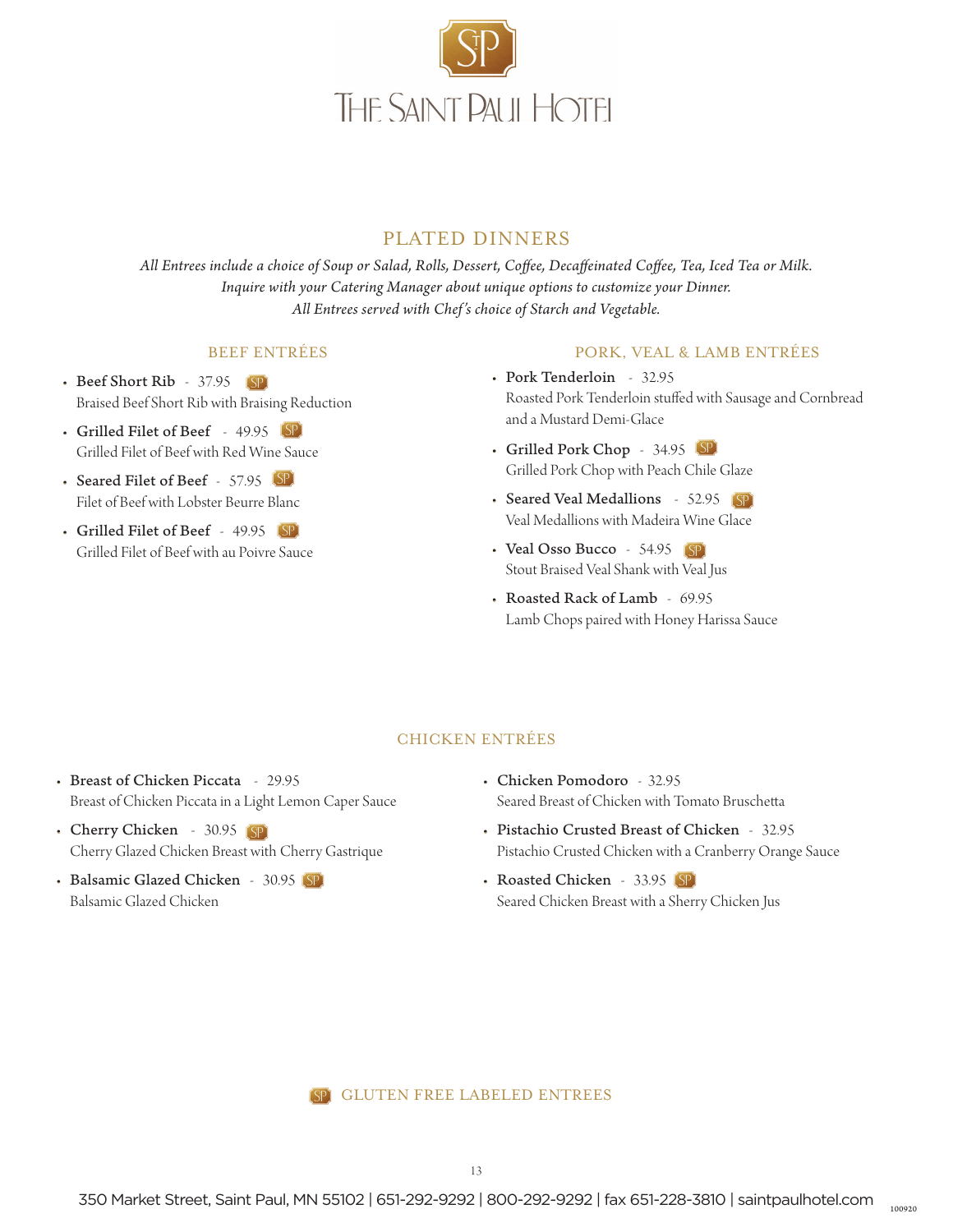# THE SAINT PAUL HOTEL

## PLATED DINNERS

*All Entrees include a choice of Soup or Salad, Rolls, Dessert, Coffee, Decaffeinated Coffee, Tea, Iced Tea or Milk.*
*Inquire with your Catering Manager about unique options to customize your Dinner.*
*All Entrees served with Chef's choice of Starch and Vegetable.*

### BEEF ENTRÉES

- **Beef Short Rib** - 37.95 (SP)
  Braised Beef Short Rib with Braising Reduction
- **Grilled Filet of Beef** - 49.95 (SP)
  Grilled Filet of Beef with Red Wine Sauce
- **Seared Filet of Beef** - 57.95 (SP)
  Filet of Beef with Lobster Beurre Blanc
- **Grilled Filet of Beef** - 49.95 (SP)
  Grilled Filet of Beef with au Poivre Sauce

### PORK, VEAL & LAMB ENTRÉES

- **Pork Tenderloin** - 32.95
  Roasted Pork Tenderloin stuffed with Sausage and Cornbread and a Mustard Demi-Glace
- **Grilled Pork Chop** - 34.95 (SP)
  Grilled Pork Chop with Peach Chile Glaze
- **Seared Veal Medallions** - 52.95 (SP)
  Veal Medallions with Madeira Wine Glace
- **Veal Osso Bucco** - 54.95 (SP)
  Stout Braised Veal Shank with Veal Jus
- **Roasted Rack of Lamb** - 69.95
  Lamb Chops paired with Honey Harissa Sauce

### CHICKEN ENTRÉES

- **Breast of Chicken Piccata** - 29.95
  Breast of Chicken Piccata in a Light Lemon Caper Sauce
- **Cherry Chicken** - 30.95 (SP)
  Cherry Glazed Chicken Breast with Cherry Gastrique
- **Balsamic Glazed Chicken** - 30.95 (SP)
  Balsamic Glazed Chicken
- **Chicken Pomodoro** - 32.95
  Seared Breast of Chicken with Tomato Bruschetta
- **Pistachio Crusted Breast of Chicken** - 32.95
  Pistachio Crusted Chicken with a Cranberry Orange Sauce
- **Roasted Chicken** - 33.95 (SP)
  Seared Chicken Breast with a Sherry Chicken Jus

(SP) GLUTEN FREE LABELED ENTREES

350 Market Street, Saint Paul, MN 55102 | 651-292-9292 | 800-292-9292 | fax 651-228-3810 | saintpaulhotel.com

100920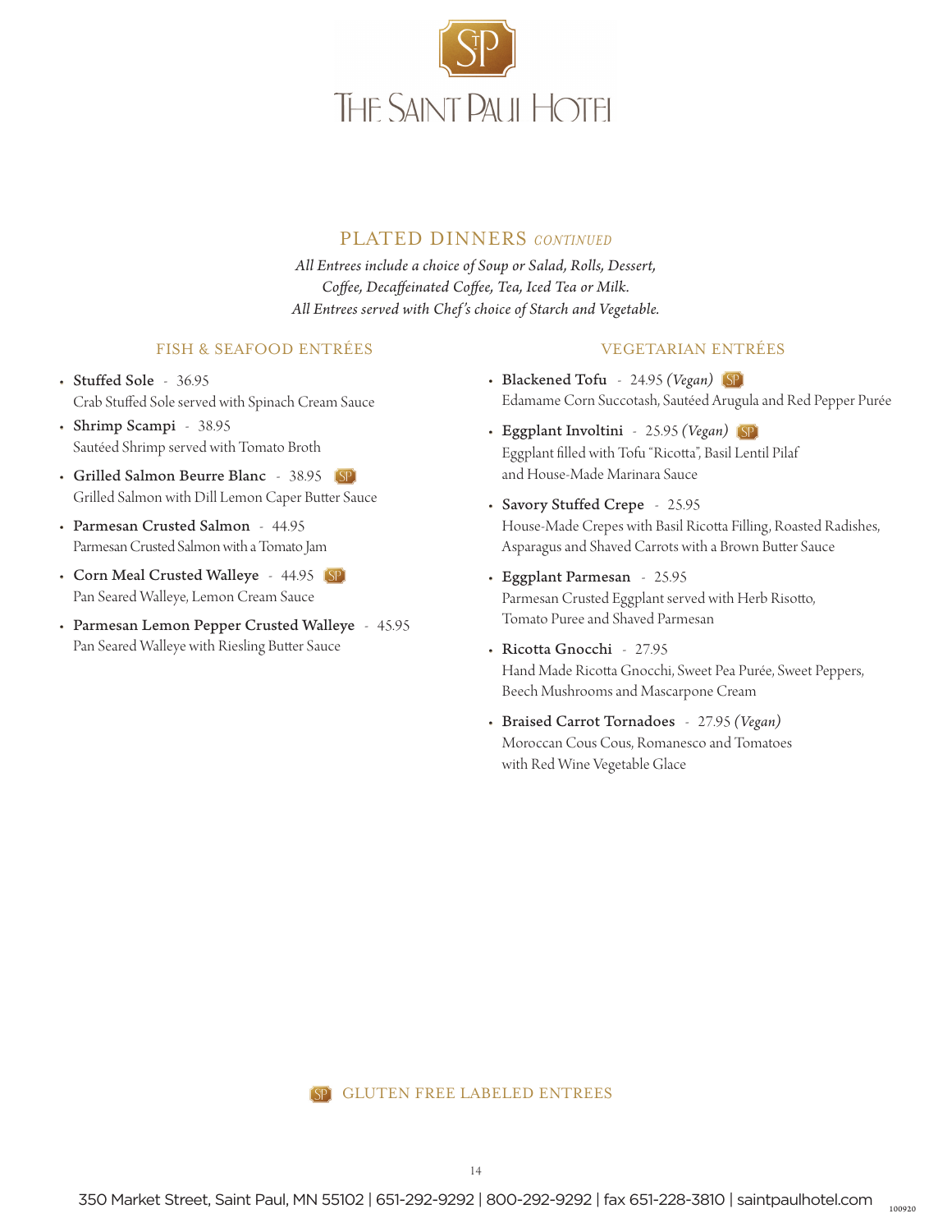# THE SAINT PAUL HOTEL

## PLATED DINNERS *CONTINUED*

*All Entrees include a choice of Soup or Salad, Rolls, Dessert, Coffee, Decaffeinated Coffee, Tea, Iced Tea or Milk.*
*All Entrees served with Chef's choice of Starch and Vegetable.*

### FISH & SEAFOOD ENTRÉES

- **Stuffed Sole** - 36.95
  Crab Stuffed Sole served with Spinach Cream Sauce
- **Shrimp Scampi** - 38.95
  Sautéed Shrimp served with Tomato Broth
- **Grilled Salmon Beurre Blanc** - 38.95 SP
  Grilled Salmon with Dill Lemon Caper Butter Sauce
- **Parmesan Crusted Salmon** - 44.95
  Parmesan Crusted Salmon with a Tomato Jam
- **Corn Meal Crusted Walleye** - 44.95 SP
  Pan Seared Walleye, Lemon Cream Sauce
- **Parmesan Lemon Pepper Crusted Walleye** - 45.95
  Pan Seared Walleye with Riesling Butter Sauce

### VEGETARIAN ENTRÉES

- **Blackened Tofu** - 24.95 *(Vegan)* SP
  Edamame Corn Succotash, Sautéed Arugula and Red Pepper Purée
- **Eggplant Involtini** - 25.95 *(Vegan)* SP
  Eggplant filled with Tofu "Ricotta", Basil Lentil Pilaf and House-Made Marinara Sauce
- **Savory Stuffed Crepe** - 25.95
  House-Made Crepes with Basil Ricotta Filling, Roasted Radishes, Asparagus and Shaved Carrots with a Brown Butter Sauce
- **Eggplant Parmesan** - 25.95
  Parmesan Crusted Eggplant served with Herb Risotto, Tomato Puree and Shaved Parmesan
- **Ricotta Gnocchi** - 27.95
  Hand Made Ricotta Gnocchi, Sweet Pea Purée, Sweet Peppers, Beech Mushrooms and Mascarpone Cream
- **Braised Carrot Tornadoes** - 27.95 *(Vegan)*
  Moroccan Cous Cous, Romanesco and Tomatoes with Red Wine Vegetable Glace

SP GLUTEN FREE LABELED ENTREES

350 Market Street, Saint Paul, MN 55102 | 651-292-9292 | 800-292-9292 | fax 651-228-3810 | saintpaulhotel.com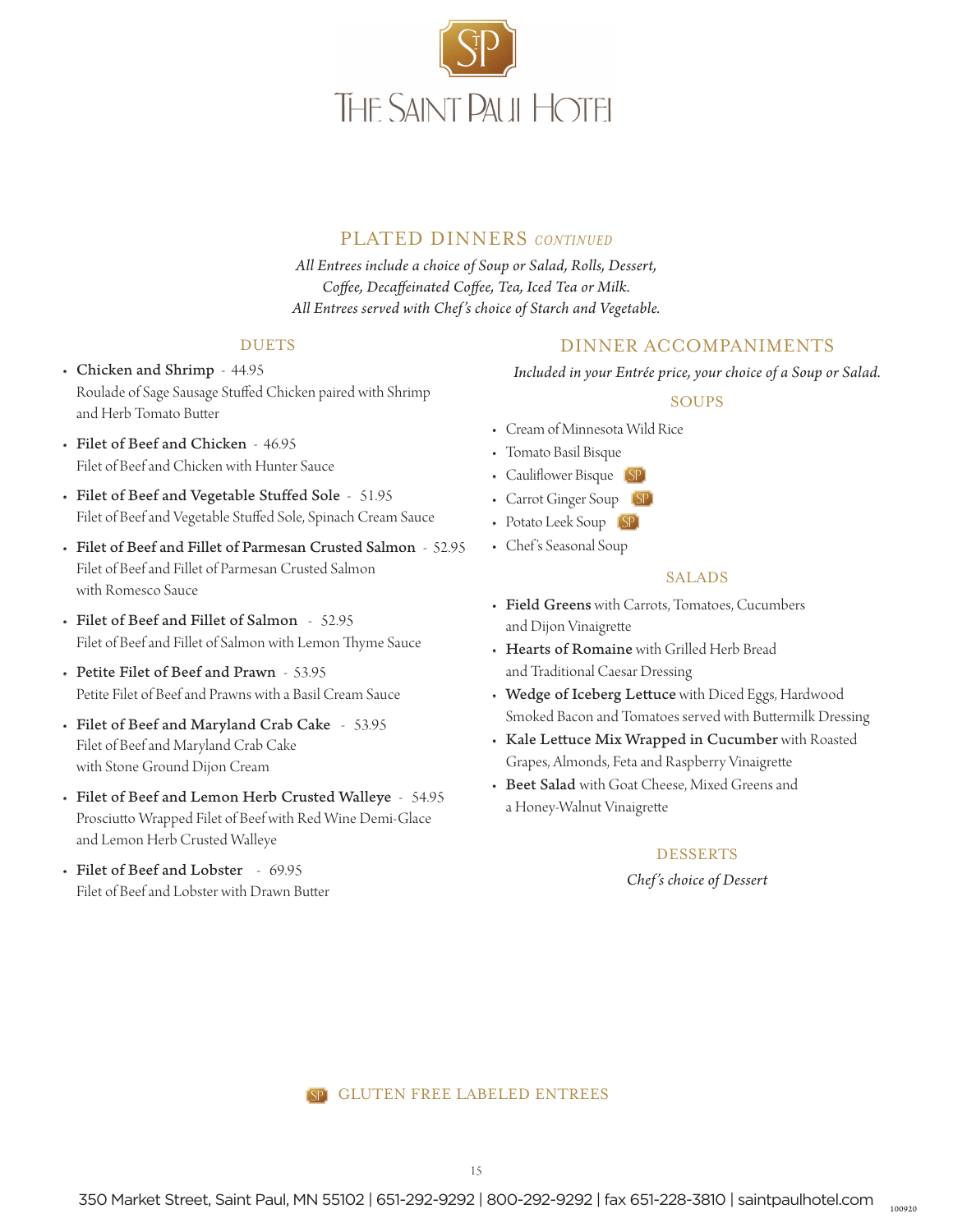# The Saint Paul Hotel

## PLATED DINNERS *CONTINUED*

*All Entrees include a choice of Soup or Salad, Rolls, Dessert, Coffee, Decaffeinated Coffee, Tea, Iced Tea or Milk.*
*All Entrees served with Chef's choice of Starch and Vegetable.*

### DUETS

- **Chicken and Shrimp** - 44.95
  Roulade of Sage Sausage Stuffed Chicken paired with Shrimp and Herb Tomato Butter
- **Filet of Beef and Chicken** - 46.95
  Filet of Beef and Chicken with Hunter Sauce
- **Filet of Beef and Vegetable Stuffed Sole** - 51.95
  Filet of Beef and Vegetable Stuffed Sole, Spinach Cream Sauce
- **Filet of Beef and Fillet of Parmesan Crusted Salmon** - 52.95
  Filet of Beef and Fillet of Parmesan Crusted Salmon with Romesco Sauce
- **Filet of Beef and Fillet of Salmon** - 52.95
  Filet of Beef and Fillet of Salmon with Lemon Thyme Sauce
- **Petite Filet of Beef and Prawn** - 53.95
  Petite Filet of Beef and Prawns with a Basil Cream Sauce
- **Filet of Beef and Maryland Crab Cake** - 53.95
  Filet of Beef and Maryland Crab Cake with Stone Ground Dijon Cream
- **Filet of Beef and Lemon Herb Crusted Walleye** - 54.95
  Prosciutto Wrapped Filet of Beef with Red Wine Demi-Glace and Lemon Herb Crusted Walleye
- **Filet of Beef and Lobster** - 69.95
  Filet of Beef and Lobster with Drawn Butter

### DINNER ACCOMPANIMENTS

*Included in your Entrée price, your choice of a Soup or Salad.*

#### SOUPS

- Cream of Minnesota Wild Rice
- Tomato Basil Bisque
- Cauliflower Bisque (SP)
- Carrot Ginger Soup (SP)
- Potato Leek Soup (SP)
- Chef's Seasonal Soup

#### SALADS

- **Field Greens** with Carrots, Tomatoes, Cucumbers and Dijon Vinaigrette
- **Hearts of Romaine** with Grilled Herb Bread and Traditional Caesar Dressing
- **Wedge of Iceberg Lettuce** with Diced Eggs, Hardwood Smoked Bacon and Tomatoes served with Buttermilk Dressing
- **Kale Lettuce Mix Wrapped in Cucumber** with Roasted Grapes, Almonds, Feta and Raspberry Vinaigrette
- **Beet Salad** with Goat Cheese, Mixed Greens and a Honey-Walnut Vinaigrette

#### DESSERTS

*Chef's choice of Dessert*

(SP) GLUTEN FREE LABELED ENTREES

350 Market Street, Saint Paul, MN 55102 | 651-292-9292 | 800-292-9292 | fax 651-228-3810 | saintpaulhotel.com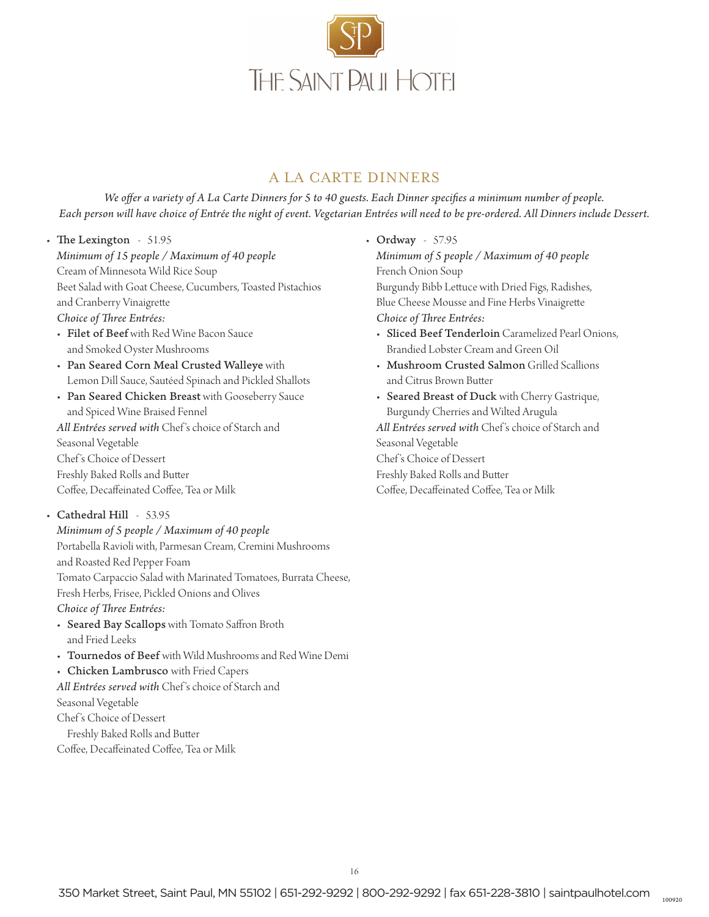# THE SAINT PAUL HOTEL

## A LA CARTE DINNERS

*We offer a variety of A La Carte Dinners for 5 to 40 guests. Each Dinner specifies a minimum number of people. Each person will have choice of Entrée the night of event. Vegetarian Entrées will need to be pre-ordered. All Dinners include Dessert.*

- **The Lexington** - 51.95

  *Minimum of 15 people / Maximum of 40 people*

  Cream of Minnesota Wild Rice Soup

  Beet Salad with Goat Cheese, Cucumbers, Toasted Pistachios and Cranberry Vinaigrette

  *Choice of Three Entrées:*

  - **Filet of Beef** with Red Wine Bacon Sauce and Smoked Oyster Mushrooms
  - **Pan Seared Corn Meal Crusted Walleye** with Lemon Dill Sauce, Sautéed Spinach and Pickled Shallots
  - **Pan Seared Chicken Breast** with Gooseberry Sauce and Spiced Wine Braised Fennel

  *All Entrées served with* Chef's choice of Starch and Seasonal Vegetable

  Chef's Choice of Dessert

  Freshly Baked Rolls and Butter

  Coffee, Decaffeinated Coffee, Tea or Milk

- **Cathedral Hill** - 53.95

  *Minimum of 5 people / Maximum of 40 people*

  Portabella Ravioli with, Parmesan Cream, Cremini Mushrooms and Roasted Red Pepper Foam

  Tomato Carpaccio Salad with Marinated Tomatoes, Burrata Cheese, Fresh Herbs, Frisee, Pickled Onions and Olives

  *Choice of Three Entrées:*

  - **Seared Bay Scallops** with Tomato Saffron Broth and Fried Leeks
  - **Tournedos of Beef** with Wild Mushrooms and Red Wine Demi
  - **Chicken Lambrusco** with Fried Capers

  *All Entrées served with* Chef's choice of Starch and Seasonal Vegetable

  Chef's Choice of Dessert

  Freshly Baked Rolls and Butter

  Coffee, Decaffeinated Coffee, Tea or Milk

- **Ordway** - 57.95

  *Minimum of 5 people / Maximum of 40 people*

  French Onion Soup

  Burgundy Bibb Lettuce with Dried Figs, Radishes, Blue Cheese Mousse and Fine Herbs Vinaigrette

  *Choice of Three Entrées:*

  - **Sliced Beef Tenderloin** Caramelized Pearl Onions, Brandied Lobster Cream and Green Oil
  - **Mushroom Crusted Salmon** Grilled Scallions and Citrus Brown Butter
  - **Seared Breast of Duck** with Cherry Gastrique, Burgundy Cherries and Wilted Arugula

  *All Entrées served with* Chef's choice of Starch and Seasonal Vegetable

  Chef's Choice of Dessert

  Freshly Baked Rolls and Butter

  Coffee, Decaffeinated Coffee, Tea or Milk

350 Market Street, Saint Paul, MN 55102 | 651-292-9292 | 800-292-9292 | fax 651-228-3810 | saintpaulhotel.com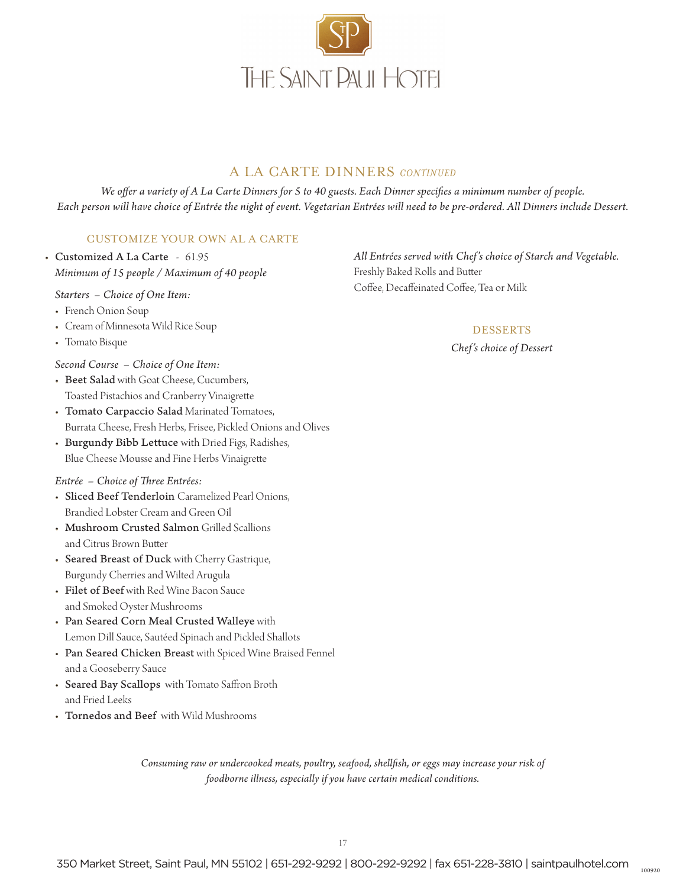# THE SAINT PAUL HOTEL

## A LA CARTE DINNERS *CONTINUED*

*We offer a variety of A La Carte Dinners for 5 to 40 guests. Each Dinner specifies a minimum number of people. Each person will have choice of Entrée the night of event. Vegetarian Entrées will need to be pre-ordered. All Dinners include Dessert.*

### CUSTOMIZE YOUR OWN AL A CARTE

- Customized A La Carte - 61.95
  *Minimum of 15 people / Maximum of 40 people*

  *Starters – Choice of One Item:*
  - French Onion Soup
  - Cream of Minnesota Wild Rice Soup
  - Tomato Bisque

  *Second Course – Choice of One Item:*
  - **Beet Salad** with Goat Cheese, Cucumbers, Toasted Pistachios and Cranberry Vinaigrette
  - **Tomato Carpaccio Salad** Marinated Tomatoes, Burrata Cheese, Fresh Herbs, Frisee, Pickled Onions and Olives
  - **Burgundy Bibb Lettuce** with Dried Figs, Radishes, Blue Cheese Mousse and Fine Herbs Vinaigrette

  *Entrée – Choice of Three Entrées:*
  - **Sliced Beef Tenderloin** Caramelized Pearl Onions, Brandied Lobster Cream and Green Oil
  - **Mushroom Crusted Salmon** Grilled Scallions and Citrus Brown Butter
  - **Seared Breast of Duck** with Cherry Gastrique, Burgundy Cherries and Wilted Arugula
  - **Filet of Beef** with Red Wine Bacon Sauce and Smoked Oyster Mushrooms
  - **Pan Seared Corn Meal Crusted Walleye** with Lemon Dill Sauce, Sautéed Spinach and Pickled Shallots
  - **Pan Seared Chicken Breast** with Spiced Wine Braised Fennel and a Gooseberry Sauce
  - **Seared Bay Scallops** with Tomato Saffron Broth and Fried Leeks
  - **Tornedos and Beef** with Wild Mushrooms

*All Entrées served with Chef's choice of Starch and Vegetable.*
Freshly Baked Rolls and Butter
Coffee, Decaffeinated Coffee, Tea or Milk

### DESSERTS

*Chef's choice of Dessert*

*Consuming raw or undercooked meats, poultry, seafood, shellfish, or eggs may increase your risk of foodborne illness, especially if you have certain medical conditions.*

350 Market Street, Saint Paul, MN 55102 | 651-292-9292 | 800-292-9292 | fax 651-228-3810 | saintpaulhotel.com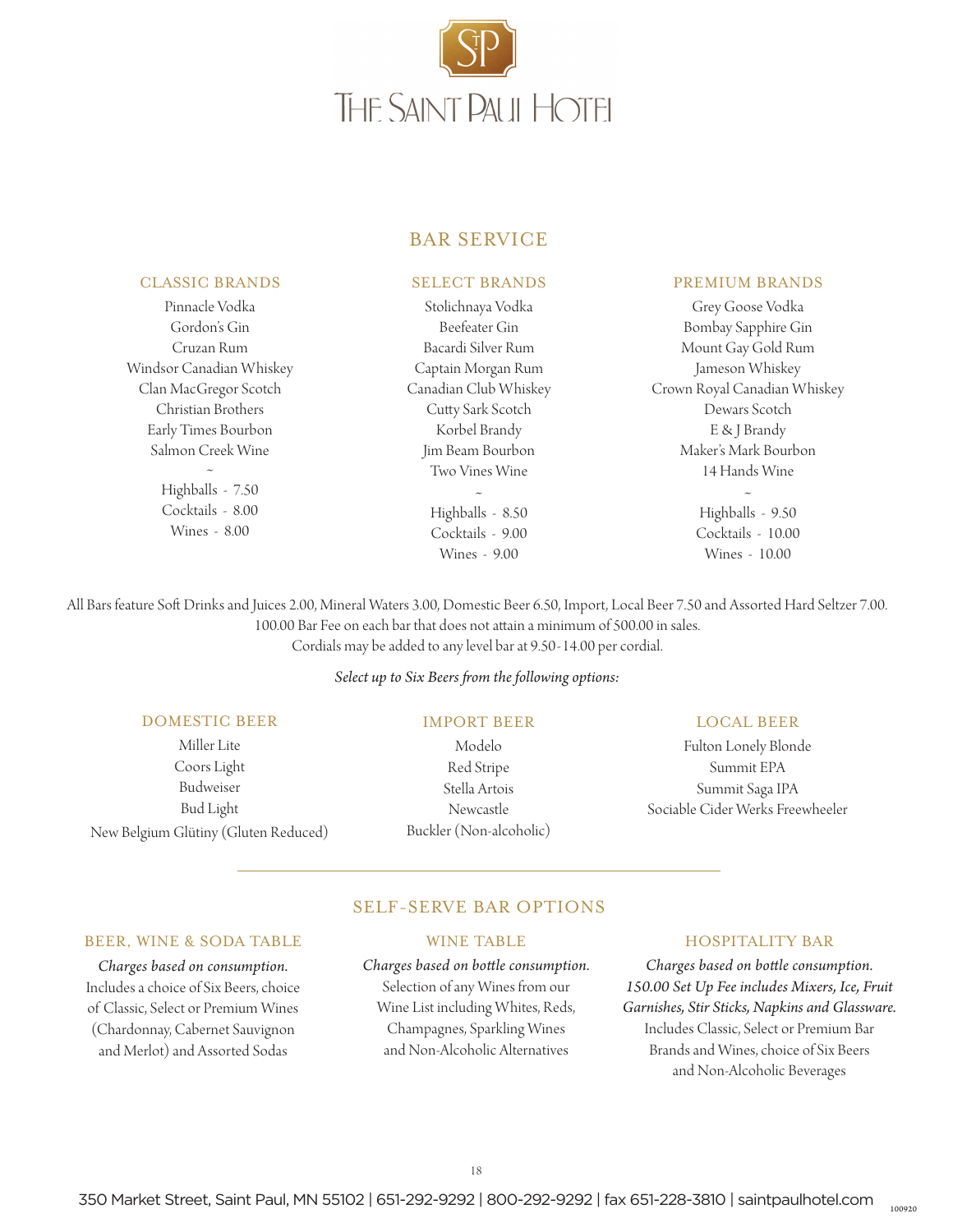# THE SAINT PAUL HOTEL

## BAR SERVICE

### CLASSIC BRANDS

Pinnacle Vodka
Gordon's Gin
Cruzan Rum
Windsor Canadian Whiskey
Clan MacGregor Scotch
Christian Brothers
Early Times Bourbon
Salmon Creek Wine

~

Highballs - 7.50
Cocktails - 8.00
Wines - 8.00

### SELECT BRANDS

Stolichnaya Vodka
Beefeater Gin
Bacardi Silver Rum
Captain Morgan Rum
Canadian Club Whiskey
Cutty Sark Scotch
Korbel Brandy
Jim Beam Bourbon
Two Vines Wine

~

Highballs - 8.50
Cocktails - 9.00
Wines - 9.00

### PREMIUM BRANDS

Grey Goose Vodka
Bombay Sapphire Gin
Mount Gay Gold Rum
Jameson Whiskey
Crown Royal Canadian Whiskey
Dewars Scotch
E & J Brandy
Maker's Mark Bourbon
14 Hands Wine

~

Highballs - 9.50
Cocktails - 10.00
Wines - 10.00

All Bars feature Soft Drinks and Juices 2.00, Mineral Waters 3.00, Domestic Beer 6.50, Import, Local Beer 7.50 and Assorted Hard Seltzer 7.00.
100.00 Bar Fee on each bar that does not attain a minimum of 500.00 in sales.
Cordials may be added to any level bar at 9.50-14.00 per cordial.

*Select up to Six Beers from the following options:*

### DOMESTIC BEER

Miller Lite
Coors Light
Budweiser
Bud Light
New Belgium Glütiny (Gluten Reduced)

### IMPORT BEER

Modelo
Red Stripe
Stella Artois
Newcastle
Buckler (Non-alcoholic)

### LOCAL BEER

Fulton Lonely Blonde
Summit EPA
Summit Saga IPA
Sociable Cider Werks Freewheeler

---

## SELF-SERVE BAR OPTIONS

### BEER, WINE & SODA TABLE

*Charges based on consumption.*
Includes a choice of Six Beers, choice of Classic, Select or Premium Wines (Chardonnay, Cabernet Sauvignon and Merlot) and Assorted Sodas

### WINE TABLE

*Charges based on bottle consumption.*
Selection of any Wines from our Wine List including Whites, Reds, Champagnes, Sparkling Wines and Non-Alcoholic Alternatives

### HOSPITALITY BAR

*Charges based on bottle consumption.*
*150.00 Set Up Fee includes Mixers, Ice, Fruit Garnishes, Stir Sticks, Napkins and Glassware.*
Includes Classic, Select or Premium Bar Brands and Wines, choice of Six Beers and Non-Alcoholic Beverages

350 Market Street, Saint Paul, MN 55102 | 651-292-9292 | 800-292-9292 | fax 651-228-3810 | saintpaulhotel.com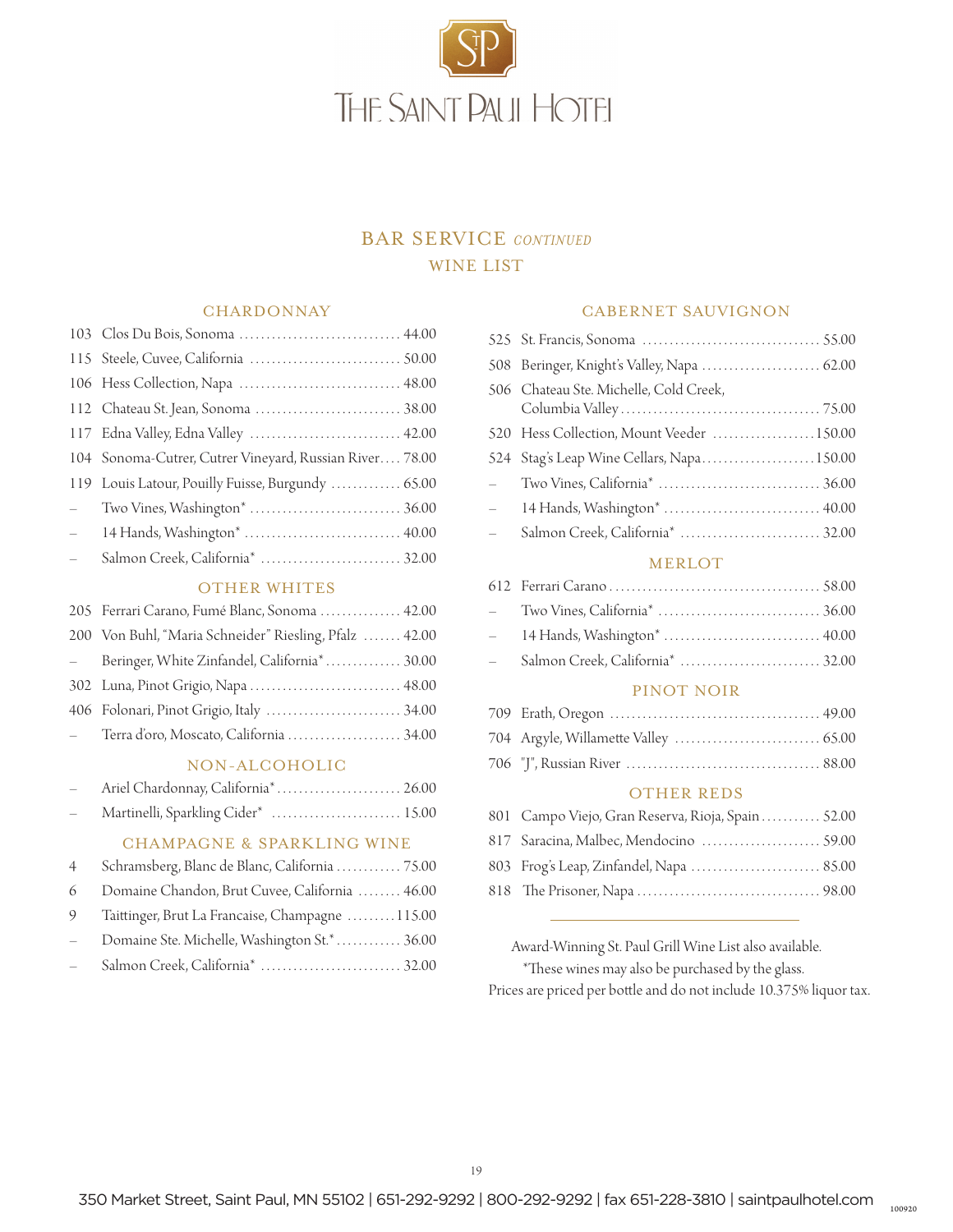# THE SAINT PAUL HOTEL

## BAR SERVICE *CONTINUED*

## WINE LIST

### CHARDONNAY

| | | |
|---|---|---|
| 103 | Clos Du Bois, Sonoma | 44.00 |
| 115 | Steele, Cuvee, California | 50.00 |
| 106 | Hess Collection, Napa | 48.00 |
| 112 | Chateau St. Jean, Sonoma | 38.00 |
| 117 | Edna Valley, Edna Valley | 42.00 |
| 104 | Sonoma-Cutrer, Cutrer Vineyard, Russian River | 78.00 |
| 119 | Louis Latour, Pouilly Fuisse, Burgundy | 65.00 |
| – | Two Vines, Washington* | 36.00 |
| – | 14 Hands, Washington* | 40.00 |
| – | Salmon Creek, California* | 32.00 |

### OTHER WHITES

| | | |
|---|---|---|
| 205 | Ferrari Carano, Fumé Blanc, Sonoma | 42.00 |
| 200 | Von Buhl, "Maria Schneider" Riesling, Pfalz | 42.00 |
| – | Beringer, White Zinfandel, California* | 30.00 |
| 302 | Luna, Pinot Grigio, Napa | 48.00 |
| 406 | Folonari, Pinot Grigio, Italy | 34.00 |
| – | Terra d'oro, Moscato, California | 34.00 |

### NON-ALCOHOLIC

| | | |
|---|---|---|
| – | Ariel Chardonnay, California* | 26.00 |
| – | Martinelli, Sparkling Cider* | 15.00 |

### CHAMPAGNE & SPARKLING WINE

| | | |
|---|---|---|
| 4 | Schramsberg, Blanc de Blanc, California | 75.00 |
| 6 | Domaine Chandon, Brut Cuvee, California | 46.00 |
| 9 | Taittinger, Brut La Francaise, Champagne | 115.00 |
| – | Domaine Ste. Michelle, Washington St.* | 36.00 |
| – | Salmon Creek, California* | 32.00 |

### CABERNET SAUVIGNON

| | | |
|---|---|---|
| 525 | St. Francis, Sonoma | 55.00 |
| 508 | Beringer, Knight's Valley, Napa | 62.00 |
| 506 | Chateau Ste. Michelle, Cold Creek, Columbia Valley | 75.00 |
| 520 | Hess Collection, Mount Veeder | 150.00 |
| 524 | Stag's Leap Wine Cellars, Napa | 150.00 |
| – | Two Vines, California* | 36.00 |
| – | 14 Hands, Washington* | 40.00 |
| – | Salmon Creek, California* | 32.00 |

### MERLOT

| | | |
|---|---|---|
| 612 | Ferrari Carano | 58.00 |
| – | Two Vines, California* | 36.00 |
| – | 14 Hands, Washington* | 40.00 |
| – | Salmon Creek, California* | 32.00 |

### PINOT NOIR

| | | |
|---|---|---|
| 709 | Erath, Oregon | 49.00 |
| 704 | Argyle, Willamette Valley | 65.00 |
| 706 | "J", Russian River | 88.00 |

### OTHER REDS

| | | |
|---|---|---|
| 801 | Campo Viejo, Gran Reserva, Rioja, Spain | 52.00 |
| 817 | Saracina, Malbec, Mendocino | 59.00 |
| 803 | Frog's Leap, Zinfandel, Napa | 85.00 |
| 818 | The Prisoner, Napa | 98.00 |

---

Award-Winning St. Paul Grill Wine List also available.
*These wines may also be purchased by the glass.
Prices are priced per bottle and do not include 10.375% liquor tax.

350 Market Street, Saint Paul, MN 55102 | 651-292-9292 | 800-292-9292 | fax 651-228-3810 | saintpaulhotel.com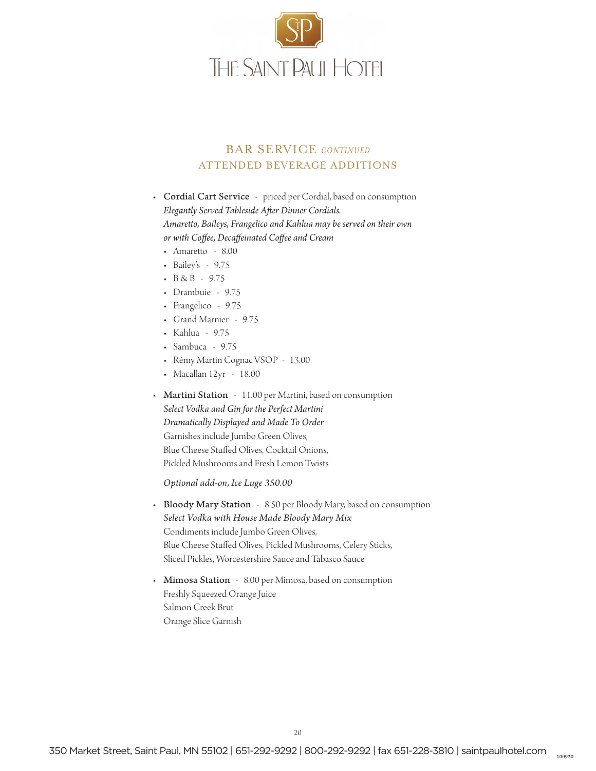# THE SAINT PAUL HOTEL

## BAR SERVICE *CONTINUED*
## ATTENDED BEVERAGE ADDITIONS

- **Cordial Cart Service** - priced per Cordial, based on consumption
  *Elegantly Served Tableside After Dinner Cordials.*
  *Amaretto, Baileys, Frangelico and Kahlua may be served on their own or with Coffee, Decaffeinated Coffee and Cream*
  - Amaretto - 8.00
  - Bailey's - 9.75
  - B & B - 9.75
  - Drambuie - 9.75
  - Frangelico - 9.75
  - Grand Marnier - 9.75
  - Kahlua - 9.75
  - Sambuca - 9.75
  - Rémy Martin Cognac VSOP - 13.00
  - Macallan 12yr - 18.00

- **Martini Station** - 11.00 per Martini, based on consumption
  *Select Vodka and Gin for the Perfect Martini*
  *Dramatically Displayed and Made To Order*
  Garnishes include Jumbo Green Olives,
  Blue Cheese Stuffed Olives, Cocktail Onions,
  Pickled Mushrooms and Fresh Lemon Twists

  *Optional add-on, Ice Luge 350.00*

- **Bloody Mary Station** - 8.50 per Bloody Mary, based on consumption
  *Select Vodka with House Made Bloody Mary Mix*
  Condiments include Jumbo Green Olives,
  Blue Cheese Stuffed Olives, Pickled Mushrooms, Celery Sticks,
  Sliced Pickles, Worcestershire Sauce and Tabasco Sauce

- **Mimosa Station** - 8.00 per Mimosa, based on consumption
  Freshly Squeezed Orange Juice
  Salmon Creek Brut
  Orange Slice Garnish

350 Market Street, Saint Paul, MN 55102 | 651-292-9292 | 800-292-9292 | fax 651-228-3810 | saintpaulhotel.com